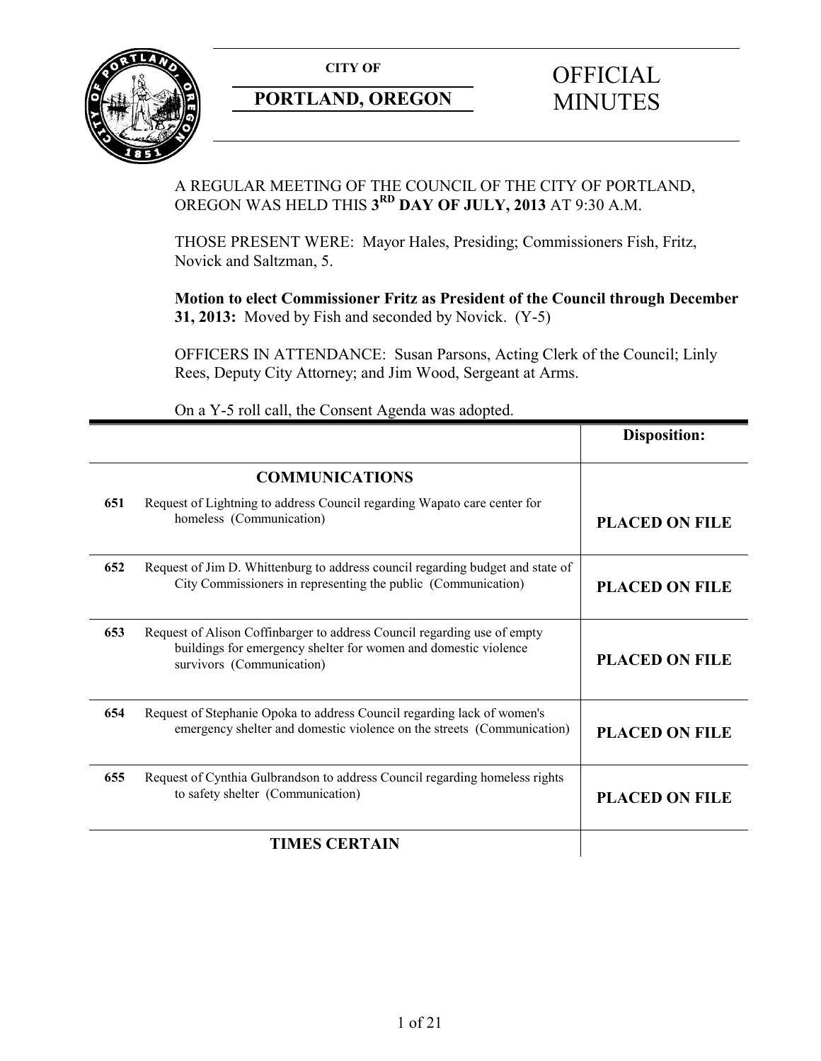**CITY OF**

**PORTLAND, OREGON**

# OFFICIAL MINUTES

A REGULAR MEETING OF THE COUNCIL OF THE CITY OF PORTLAND, OREGON WAS HELD THIS **3RD DAY OF JULY, 2013** AT 9:30 A.M.

THOSE PRESENT WERE: Mayor Hales, Presiding; Commissioners Fish, Fritz, Novick and Saltzman, 5.

**Motion to elect Commissioner Fritz as President of the Council through December 31, 2013:** Moved by Fish and seconded by Novick. (Y-5)

OFFICERS IN ATTENDANCE: Susan Parsons, Acting Clerk of the Council; Linly Rees, Deputy City Attorney; and Jim Wood, Sergeant at Arms.

On a Y-5 roll call, the Consent Agenda was adopted.

| | | **Disposition:** |
|---|---|---|
| | **COMMUNICATIONS** | |
| **651** | Request of Lightning to address Council regarding Wapato care center for homeless (Communication) | **PLACED ON FILE** |
| **652** | Request of Jim D. Whittenburg to address council regarding budget and state of City Commissioners in representing the public (Communication) | **PLACED ON FILE** |
| **653** | Request of Alison Coffinbarger to address Council regarding use of empty buildings for emergency shelter for women and domestic violence survivors (Communication) | **PLACED ON FILE** |
| **654** | Request of Stephanie Opoka to address Council regarding lack of women's emergency shelter and domestic violence on the streets (Communication) | **PLACED ON FILE** |
| **655** | Request of Cynthia Gulbrandson to address Council regarding homeless rights to safety shelter (Communication) | **PLACED ON FILE** |
| | **TIMES CERTAIN** | |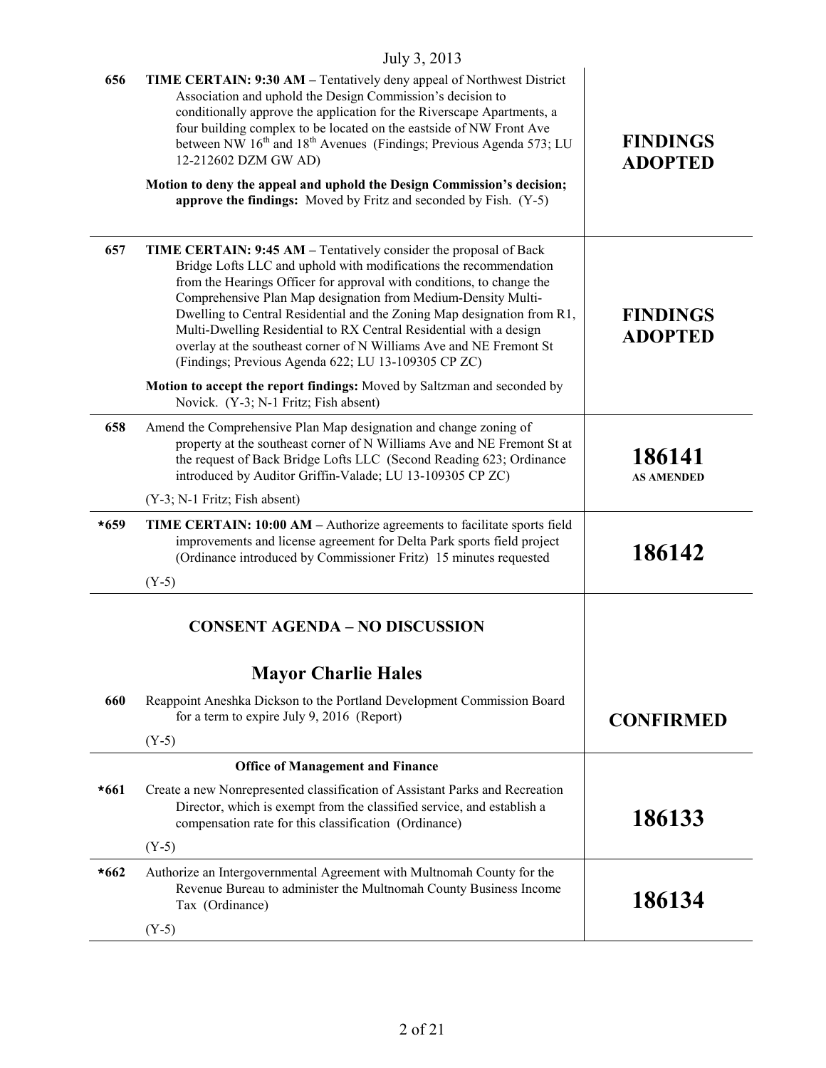| | | |
|---|---|---|
| 656 | **TIME CERTAIN: 9:30 AM –** Tentatively deny appeal of Northwest District Association and uphold the Design Commission's decision to conditionally approve the application for the Riverscape Apartments, a four building complex to be located on the eastside of NW Front Ave between NW 16th and 18th Avenues (Findings; Previous Agenda 573; LU 12-212602 DZM GW AD)<br><br>**Motion to deny the appeal and uphold the Design Commission's decision; approve the findings:** Moved by Fritz and seconded by Fish. (Y-5) | **FINDINGS ADOPTED** |
| 657 | **TIME CERTAIN: 9:45 AM –** Tentatively consider the proposal of Back Bridge Lofts LLC and uphold with modifications the recommendation from the Hearings Officer for approval with conditions, to change the Comprehensive Plan Map designation from Medium-Density Multi-Dwelling to Central Residential and the Zoning Map designation from R1, Multi-Dwelling Residential to RX Central Residential with a design overlay at the southeast corner of N Williams Ave and NE Fremont St (Findings; Previous Agenda 622; LU 13-109305 CP ZC)<br><br>**Motion to accept the report findings:** Moved by Saltzman and seconded by Novick. (Y-3; N-1 Fritz; Fish absent) | **FINDINGS ADOPTED** |
| 658 | Amend the Comprehensive Plan Map designation and change zoning of property at the southeast corner of N Williams Ave and NE Fremont St at the request of Back Bridge Lofts LLC (Second Reading 623; Ordinance introduced by Auditor Griffin-Valade; LU 13-109305 CP ZC)<br><br>(Y-3; N-1 Fritz; Fish absent) | **186141** **AS AMENDED** |
| *659 | **TIME CERTAIN: 10:00 AM –** Authorize agreements to facilitate sports field improvements and license agreement for Delta Park sports field project (Ordinance introduced by Commissioner Fritz) 15 minutes requested<br><br>(Y-5) | **186142** |

## CONSENT AGENDA – NO DISCUSSION

### Mayor Charlie Hales

| | | |
|---|---|---|
| 660 | Reappoint Aneshka Dickson to the Portland Development Commission Board for a term to expire July 9, 2016 (Report)<br><br>(Y-5) | **CONFIRMED** |

**Office of Management and Finance**

| | | |
|---|---|---|
| *661 | Create a new Nonrepresented classification of Assistant Parks and Recreation Director, which is exempt from the classified service, and establish a compensation rate for this classification (Ordinance)<br><br>(Y-5) | **186133** |
| *662 | Authorize an Intergovernmental Agreement with Multnomah County for the Revenue Bureau to administer the Multnomah County Business Income Tax (Ordinance)<br><br>(Y-5) | **186134** |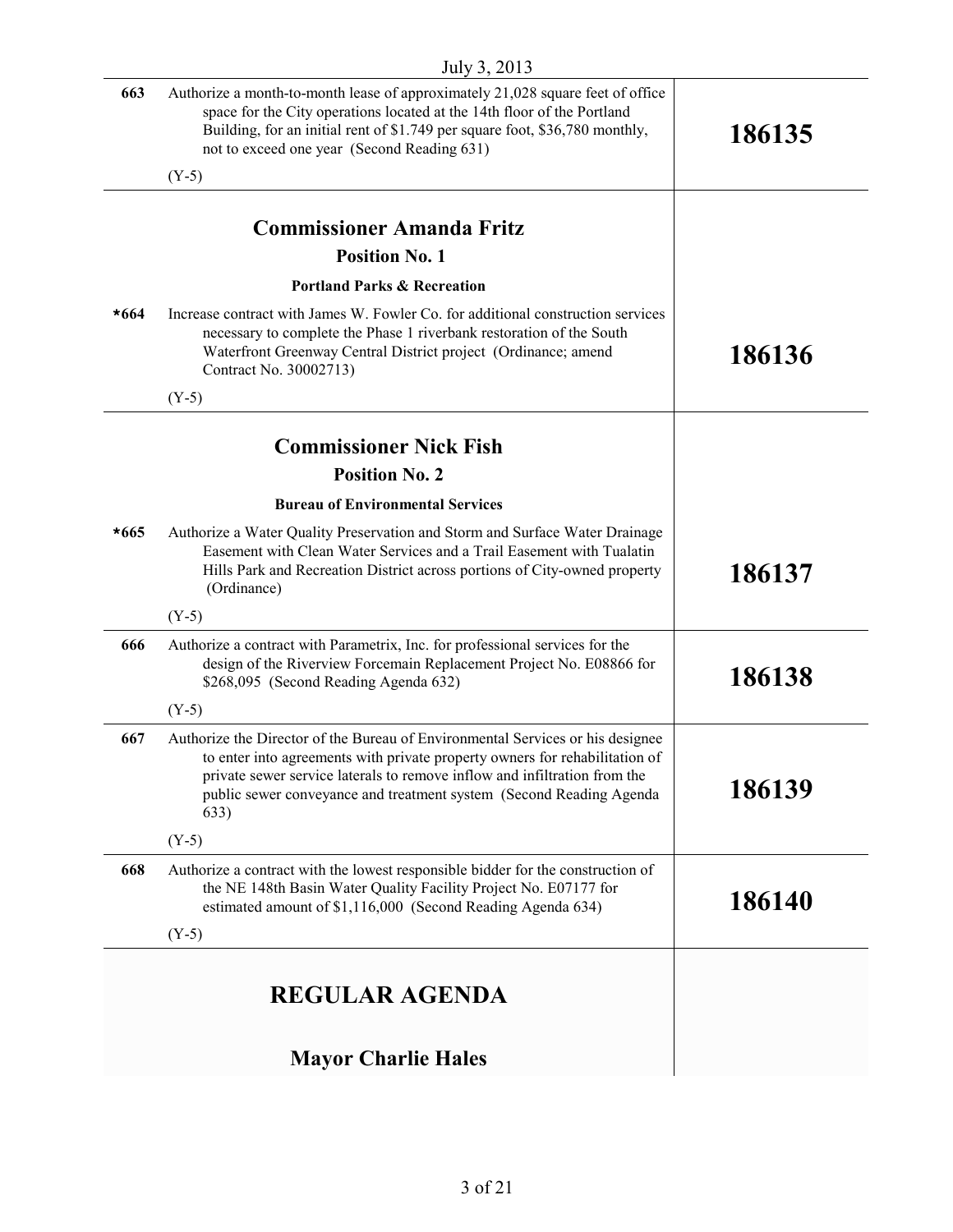| | | |
|---|---|---|
| 663 | Authorize a month-to-month lease of approximately 21,028 square feet of office space for the City operations located at the 14th floor of the Portland Building, for an initial rent of $1.749 per square foot, $36,780 monthly, not to exceed one year (Second Reading 631)<br><br>(Y-5) | **186135** |

## Commissioner Amanda Fritz

### Position No. 1

#### Portland Parks & Recreation

| | | |
|---|---|---|
| *664 | Increase contract with James W. Fowler Co. for additional construction services necessary to complete the Phase 1 riverbank restoration of the South Waterfront Greenway Central District project (Ordinance; amend Contract No. 30002713)<br><br>(Y-5) | **186136** |

## Commissioner Nick Fish

### Position No. 2

#### Bureau of Environmental Services

| | | |
|---|---|---|
| *665 | Authorize a Water Quality Preservation and Storm and Surface Water Drainage Easement with Clean Water Services and a Trail Easement with Tualatin Hills Park and Recreation District across portions of City-owned property (Ordinance)<br><br>(Y-5) | **186137** |
| 666 | Authorize a contract with Parametrix, Inc. for professional services for the design of the Riverview Forcemain Replacement Project No. E08866 for $268,095 (Second Reading Agenda 632)<br><br>(Y-5) | **186138** |
| 667 | Authorize the Director of the Bureau of Environmental Services or his designee to enter into agreements with private property owners for rehabilitation of private sewer service laterals to remove inflow and infiltration from the public sewer conveyance and treatment system (Second Reading Agenda 633)<br><br>(Y-5) | **186139** |
| 668 | Authorize a contract with the lowest responsible bidder for the construction of the NE 148th Basin Water Quality Facility Project No. E07177 for estimated amount of $1,116,000 (Second Reading Agenda 634)<br><br>(Y-5) | **186140** |

# REGULAR AGENDA

## Mayor Charlie Hales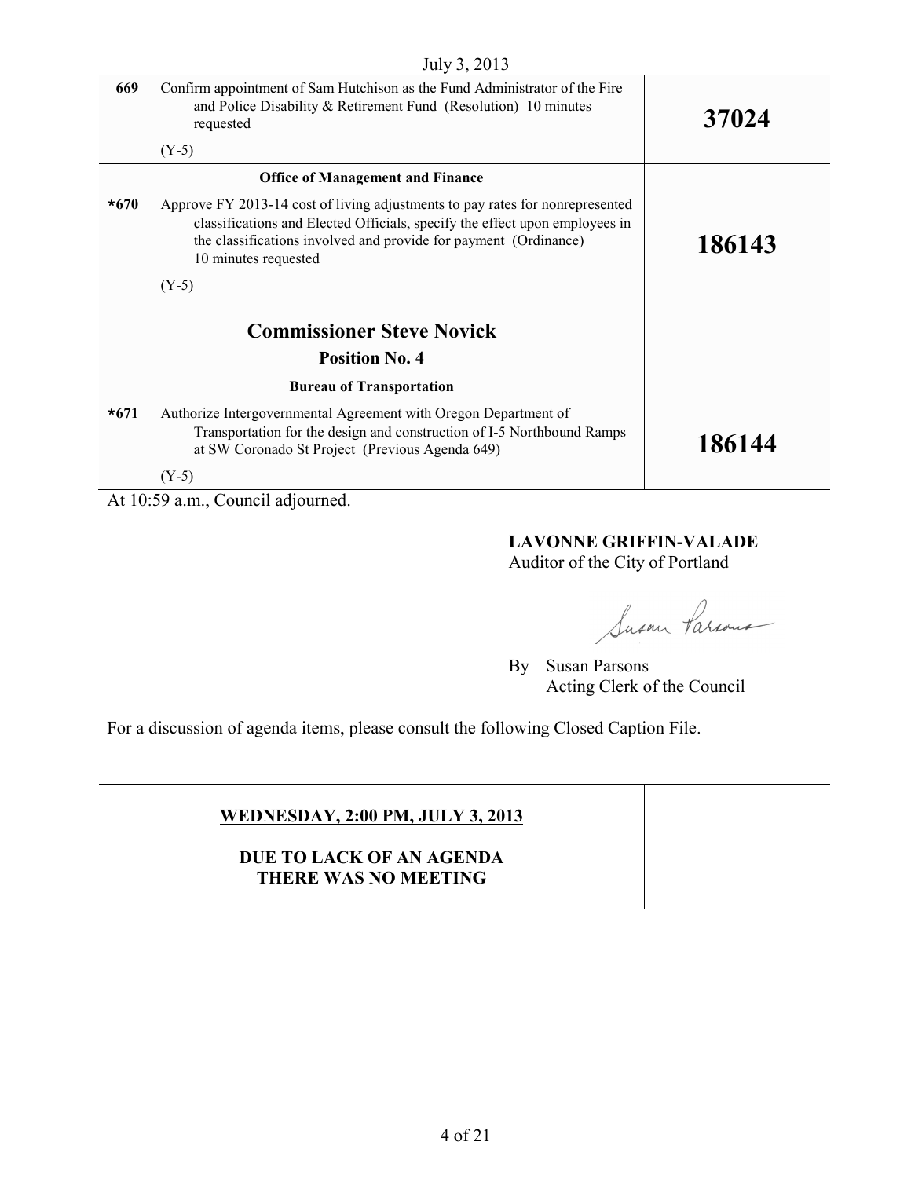July 3, 2013

| | | |
|---|---|---|
| 669 | Confirm appointment of Sam Hutchison as the Fund Administrator of the Fire and Police Disability & Retirement Fund (Resolution) 10 minutes requested<br><br>(Y-5) | **37024** |
| | **Office of Management and Finance** | |
| *670 | Approve FY 2013-14 cost of living adjustments to pay rates for nonrepresented classifications and Elected Officials, specify the effect upon employees in the classifications involved and provide for payment (Ordinance) 10 minutes requested<br><br>(Y-5) | **186143** |
| | **Commissioner Steve Novick**<br>**Position No. 4**<br><br>**Bureau of Transportation** | |
| *671 | Authorize Intergovernmental Agreement with Oregon Department of Transportation for the design and construction of I-5 Northbound Ramps at SW Coronado St Project (Previous Agenda 649)<br><br>(Y-5) | **186144** |

At 10:59 a.m., Council adjourned.

**LAVONNE GRIFFIN-VALADE**
Auditor of the City of Portland

By Susan Parsons
Acting Clerk of the Council

For a discussion of agenda items, please consult the following Closed Caption File.

| | |
|---|---|
| **WEDNESDAY, 2:00 PM, JULY 3, 2013**<br><br>**DUE TO LACK OF AN AGENDA THERE WAS NO MEETING** | |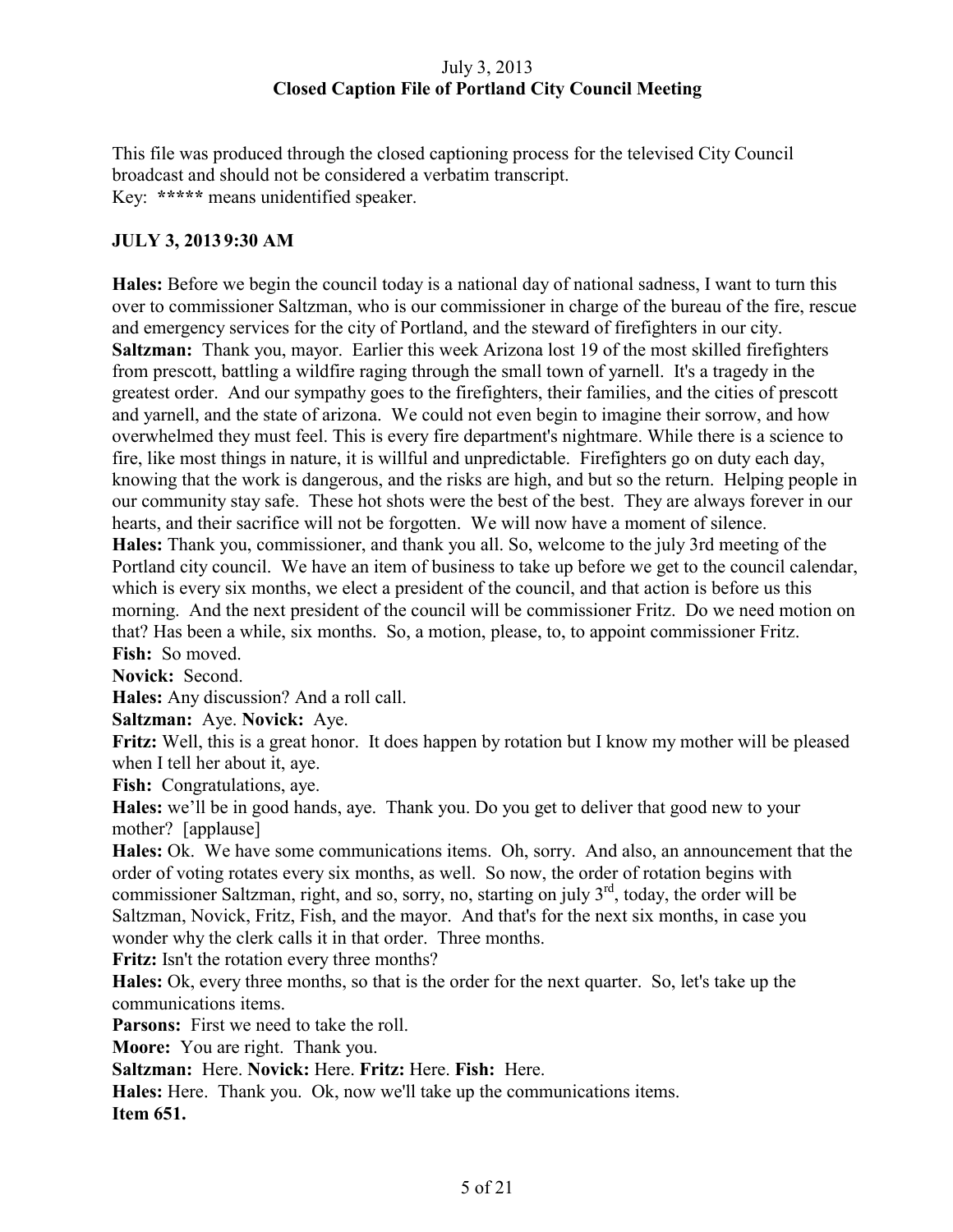July 3, 2013
**Closed Caption File of Portland City Council Meeting**

This file was produced through the closed captioning process for the televised City Council broadcast and should not be considered a verbatim transcript.
Key: ***** means unidentified speaker.

**JULY 3, 2013 9:30 AM**

**Hales:** Before we begin the council today is a national day of national sadness, I want to turn this over to commissioner Saltzman, who is our commissioner in charge of the bureau of the fire, rescue and emergency services for the city of Portland, and the steward of firefighters in our city.
**Saltzman:** Thank you, mayor. Earlier this week Arizona lost 19 of the most skilled firefighters from prescott, battling a wildfire raging through the small town of yarnell. It's a tragedy in the greatest order. And our sympathy goes to the firefighters, their families, and the cities of prescott and yarnell, and the state of arizona. We could not even begin to imagine their sorrow, and how overwhelmed they must feel. This is every fire department's nightmare. While there is a science to fire, like most things in nature, it is willful and unpredictable. Firefighters go on duty each day, knowing that the work is dangerous, and the risks are high, and but so the return. Helping people in our community stay safe. These hot shots were the best of the best. They are always forever in our hearts, and their sacrifice will not be forgotten. We will now have a moment of silence.
**Hales:** Thank you, commissioner, and thank you all. So, welcome to the july 3rd meeting of the Portland city council. We have an item of business to take up before we get to the council calendar, which is every six months, we elect a president of the council, and that action is before us this morning. And the next president of the council will be commissioner Fritz. Do we need motion on that? Has been a while, six months. So, a motion, please, to, to appoint commissioner Fritz.
**Fish:** So moved.
**Novick:** Second.
**Hales:** Any discussion? And a roll call.
**Saltzman:** Aye. **Novick:** Aye.
**Fritz:** Well, this is a great honor. It does happen by rotation but I know my mother will be pleased when I tell her about it, aye.
**Fish:** Congratulations, aye.
**Hales:** we'll be in good hands, aye. Thank you. Do you get to deliver that good new to your mother? [applause]
**Hales:** Ok. We have some communications items. Oh, sorry. And also, an announcement that the order of voting rotates every six months, as well. So now, the order of rotation begins with commissioner Saltzman, right, and so, sorry, no, starting on july 3rd, today, the order will be Saltzman, Novick, Fritz, Fish, and the mayor. And that's for the next six months, in case you wonder why the clerk calls it in that order. Three months.
**Fritz:** Isn't the rotation every three months?
**Hales:** Ok, every three months, so that is the order for the next quarter. So, let's take up the communications items.
**Parsons:** First we need to take the roll.
**Moore:** You are right. Thank you.
**Saltzman:** Here. **Novick:** Here. **Fritz:** Here. **Fish:** Here.
**Hales:** Here. Thank you. Ok, now we'll take up the communications items.
**Item 651.**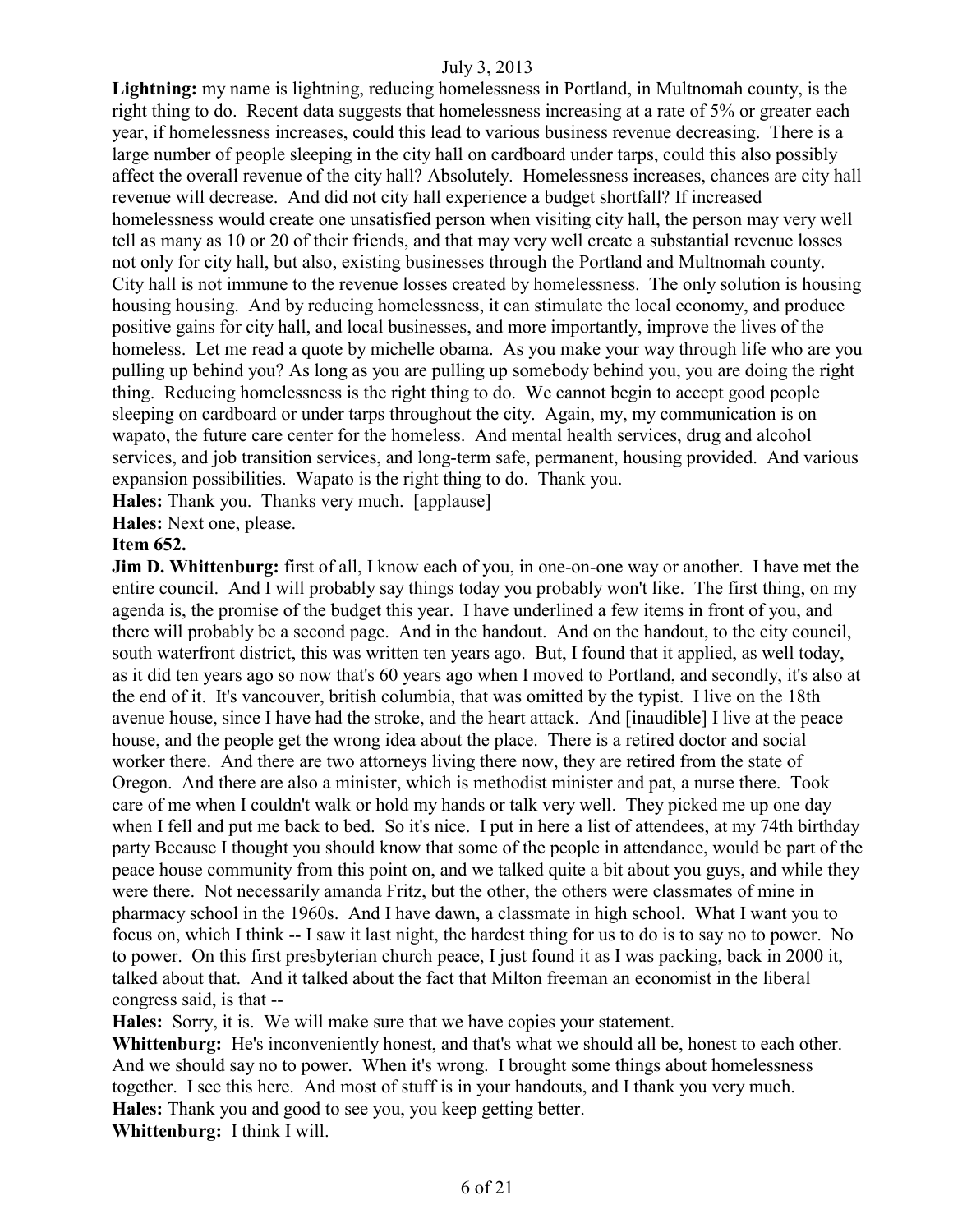**Lightning:** my name is lightning, reducing homelessness in Portland, in Multnomah county, is the right thing to do. Recent data suggests that homelessness increasing at a rate of 5% or greater each year, if homelessness increases, could this lead to various business revenue decreasing. There is a large number of people sleeping in the city hall on cardboard under tarps, could this also possibly affect the overall revenue of the city hall? Absolutely. Homelessness increases, chances are city hall revenue will decrease. And did not city hall experience a budget shortfall? If increased homelessness would create one unsatisfied person when visiting city hall, the person may very well tell as many as 10 or 20 of their friends, and that may very well create a substantial revenue losses not only for city hall, but also, existing businesses through the Portland and Multnomah county. City hall is not immune to the revenue losses created by homelessness. The only solution is housing housing housing. And by reducing homelessness, it can stimulate the local economy, and produce positive gains for city hall, and local businesses, and more importantly, improve the lives of the homeless. Let me read a quote by michelle obama. As you make your way through life who are you pulling up behind you? As long as you are pulling up somebody behind you, you are doing the right thing. Reducing homelessness is the right thing to do. We cannot begin to accept good people sleeping on cardboard or under tarps throughout the city. Again, my, my communication is on wapato, the future care center for the homeless. And mental health services, drug and alcohol services, and job transition services, and long-term safe, permanent, housing provided. And various expansion possibilities. Wapato is the right thing to do. Thank you.

**Hales:** Thank you. Thanks very much. [applause]

**Hales:** Next one, please.

**Item 652.**

**Jim D. Whittenburg:** first of all, I know each of you, in one-on-one way or another. I have met the entire council. And I will probably say things today you probably won't like. The first thing, on my agenda is, the promise of the budget this year. I have underlined a few items in front of you, and there will probably be a second page. And in the handout. And on the handout, to the city council, south waterfront district, this was written ten years ago. But, I found that it applied, as well today, as it did ten years ago so now that's 60 years ago when I moved to Portland, and secondly, it's also at the end of it. It's vancouver, british columbia, that was omitted by the typist. I live on the 18th avenue house, since I have had the stroke, and the heart attack. And [inaudible] I live at the peace house, and the people get the wrong idea about the place. There is a retired doctor and social worker there. And there are two attorneys living there now, they are retired from the state of Oregon. And there are also a minister, which is methodist minister and pat, a nurse there. Took care of me when I couldn't walk or hold my hands or talk very well. They picked me up one day when I fell and put me back to bed. So it's nice. I put in here a list of attendees, at my 74th birthday party Because I thought you should know that some of the people in attendance, would be part of the peace house community from this point on, and we talked quite a bit about you guys, and while they were there. Not necessarily amanda Fritz, but the other, the others were classmates of mine in pharmacy school in the 1960s. And I have dawn, a classmate in high school. What I want you to focus on, which I think -- I saw it last night, the hardest thing for us to do is to say no to power. No to power. On this first presbyterian church peace, I just found it as I was packing, back in 2000 it, talked about that. And it talked about the fact that Milton freeman an economist in the liberal congress said, is that --

**Hales:** Sorry, it is. We will make sure that we have copies your statement.

**Whittenburg:** He's inconveniently honest, and that's what we should all be, honest to each other. And we should say no to power. When it's wrong. I brought some things about homelessness together. I see this here. And most of stuff is in your handouts, and I thank you very much.

**Hales:** Thank you and good to see you, you keep getting better.

**Whittenburg:** I think I will.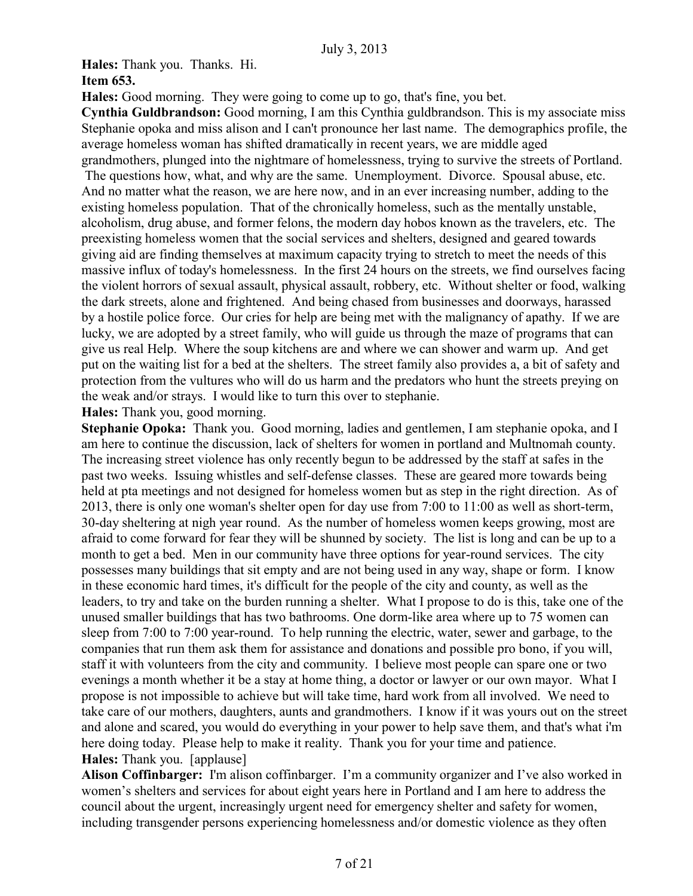**Hales:** Thank you. Thanks. Hi.

**Item 653.**

**Hales:** Good morning. They were going to come up to go, that's fine, you bet.

**Cynthia Guldbrandson:** Good morning, I am this Cynthia guldbrandson. This is my associate miss Stephanie opoka and miss alison and I can't pronounce her last name. The demographics profile, the average homeless woman has shifted dramatically in recent years, we are middle aged grandmothers, plunged into the nightmare of homelessness, trying to survive the streets of Portland. The questions how, what, and why are the same. Unemployment. Divorce. Spousal abuse, etc. And no matter what the reason, we are here now, and in an ever increasing number, adding to the existing homeless population. That of the chronically homeless, such as the mentally unstable, alcoholism, drug abuse, and former felons, the modern day hobos known as the travelers, etc. The preexisting homeless women that the social services and shelters, designed and geared towards giving aid are finding themselves at maximum capacity trying to stretch to meet the needs of this massive influx of today's homelessness. In the first 24 hours on the streets, we find ourselves facing the violent horrors of sexual assault, physical assault, robbery, etc. Without shelter or food, walking the dark streets, alone and frightened. And being chased from businesses and doorways, harassed by a hostile police force. Our cries for help are being met with the malignancy of apathy. If we are lucky, we are adopted by a street family, who will guide us through the maze of programs that can give us real Help. Where the soup kitchens are and where we can shower and warm up. And get put on the waiting list for a bed at the shelters. The street family also provides a, a bit of safety and protection from the vultures who will do us harm and the predators who hunt the streets preying on the weak and/or strays. I would like to turn this over to stephanie.

**Hales:** Thank you, good morning.

**Stephanie Opoka:** Thank you. Good morning, ladies and gentlemen, I am stephanie opoka, and I am here to continue the discussion, lack of shelters for women in portland and Multnomah county. The increasing street violence has only recently begun to be addressed by the staff at safes in the past two weeks. Issuing whistles and self-defense classes. These are geared more towards being held at pta meetings and not designed for homeless women but as step in the right direction. As of 2013, there is only one woman's shelter open for day use from 7:00 to 11:00 as well as short-term, 30-day sheltering at nigh year round. As the number of homeless women keeps growing, most are afraid to come forward for fear they will be shunned by society. The list is long and can be up to a month to get a bed. Men in our community have three options for year-round services. The city possesses many buildings that sit empty and are not being used in any way, shape or form. I know in these economic hard times, it's difficult for the people of the city and county, as well as the leaders, to try and take on the burden running a shelter. What I propose to do is this, take one of the unused smaller buildings that has two bathrooms. One dorm-like area where up to 75 women can sleep from 7:00 to 7:00 year-round. To help running the electric, water, sewer and garbage, to the companies that run them ask them for assistance and donations and possible pro bono, if you will, staff it with volunteers from the city and community. I believe most people can spare one or two evenings a month whether it be a stay at home thing, a doctor or lawyer or our own mayor. What I propose is not impossible to achieve but will take time, hard work from all involved. We need to take care of our mothers, daughters, aunts and grandmothers. I know if it was yours out on the street and alone and scared, you would do everything in your power to help save them, and that's what i'm here doing today. Please help to make it reality. Thank you for your time and patience.

**Hales:** Thank you. [applause]

**Alison Coffinbarger:** I'm alison coffinbarger. I'm a community organizer and I've also worked in women's shelters and services for about eight years here in Portland and I am here to address the council about the urgent, increasingly urgent need for emergency shelter and safety for women, including transgender persons experiencing homelessness and/or domestic violence as they often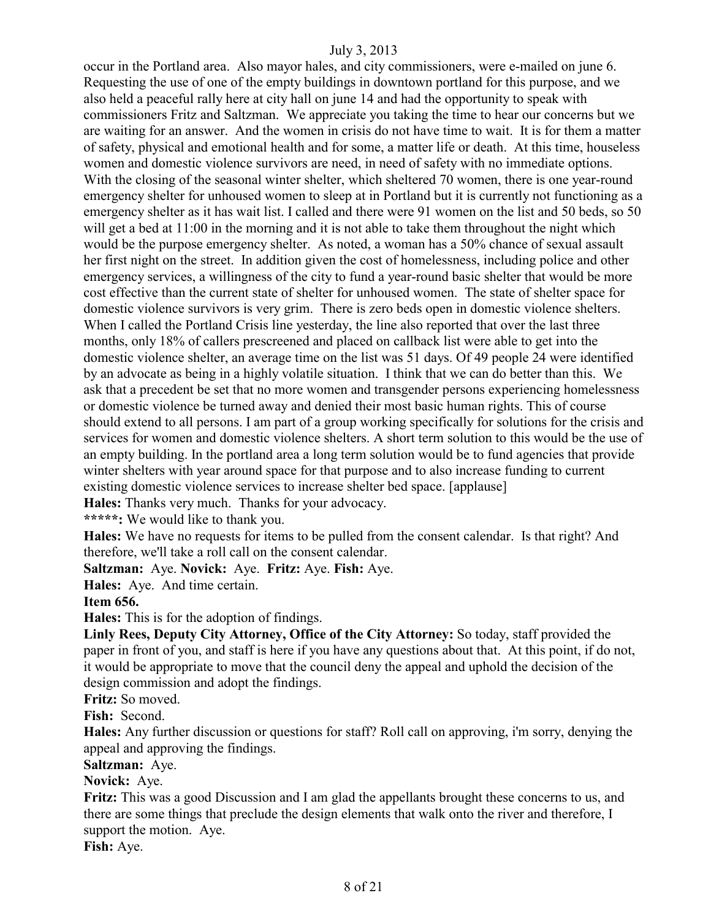occur in the Portland area. Also mayor hales, and city commissioners, were e-mailed on june 6. Requesting the use of one of the empty buildings in downtown portland for this purpose, and we also held a peaceful rally here at city hall on june 14 and had the opportunity to speak with commissioners Fritz and Saltzman. We appreciate you taking the time to hear our concerns but we are waiting for an answer. And the women in crisis do not have time to wait. It is for them a matter of safety, physical and emotional health and for some, a matter life or death. At this time, houseless women and domestic violence survivors are need, in need of safety with no immediate options. With the closing of the seasonal winter shelter, which sheltered 70 women, there is one year-round emergency shelter for unhoused women to sleep at in Portland but it is currently not functioning as a emergency shelter as it has wait list. I called and there were 91 women on the list and 50 beds, so 50 will get a bed at 11:00 in the morning and it is not able to take them throughout the night which would be the purpose emergency shelter. As noted, a woman has a 50% chance of sexual assault her first night on the street. In addition given the cost of homelessness, including police and other emergency services, a willingness of the city to fund a year-round basic shelter that would be more cost effective than the current state of shelter for unhoused women. The state of shelter space for domestic violence survivors is very grim. There is zero beds open in domestic violence shelters. When I called the Portland Crisis line yesterday, the line also reported that over the last three months, only 18% of callers prescreened and placed on callback list were able to get into the domestic violence shelter, an average time on the list was 51 days. Of 49 people 24 were identified by an advocate as being in a highly volatile situation. I think that we can do better than this. We ask that a precedent be set that no more women and transgender persons experiencing homelessness or domestic violence be turned away and denied their most basic human rights. This of course should extend to all persons. I am part of a group working specifically for solutions for the crisis and services for women and domestic violence shelters. A short term solution to this would be the use of an empty building. In the portland area a long term solution would be to fund agencies that provide winter shelters with year around space for that purpose and to also increase funding to current existing domestic violence services to increase shelter bed space. [applause]

**Hales:** Thanks very much. Thanks for your advocacy.

**\*\*\*\*\*:** We would like to thank you.

**Hales:** We have no requests for items to be pulled from the consent calendar. Is that right? And therefore, we'll take a roll call on the consent calendar.

**Saltzman:** Aye. **Novick:** Aye. **Fritz:** Aye. **Fish:** Aye.

**Hales:** Aye. And time certain.

**Item 656.**

**Hales:** This is for the adoption of findings.

**Linly Rees, Deputy City Attorney, Office of the City Attorney:** So today, staff provided the paper in front of you, and staff is here if you have any questions about that. At this point, if do not, it would be appropriate to move that the council deny the appeal and uphold the decision of the design commission and adopt the findings.

**Fritz:** So moved.

**Fish:** Second.

**Hales:** Any further discussion or questions for staff? Roll call on approving, i'm sorry, denying the appeal and approving the findings.

**Saltzman:** Aye.

**Novick:** Aye.

**Fritz:** This was a good Discussion and I am glad the appellants brought these concerns to us, and there are some things that preclude the design elements that walk onto the river and therefore, I support the motion. Aye.

**Fish:** Aye.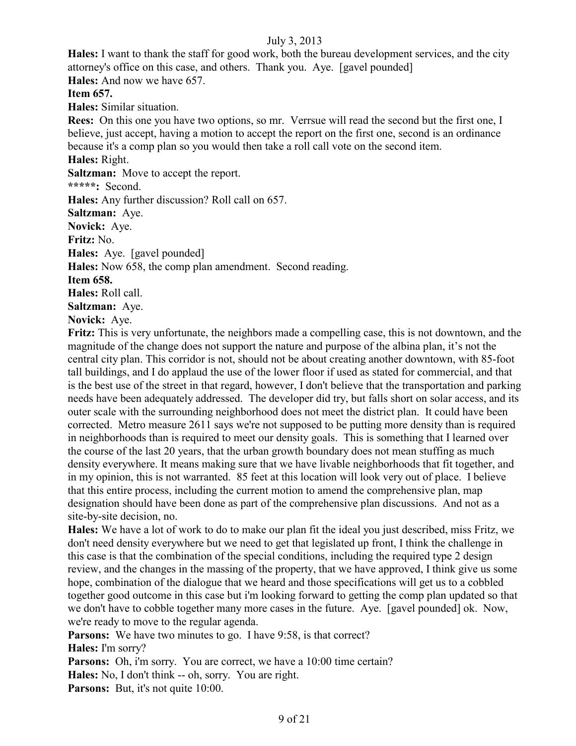**Hales:** I want to thank the staff for good work, both the bureau development services, and the city attorney's office on this case, and others. Thank you. Aye. [gavel pounded]

**Hales:** And now we have 657.

**Item 657.**

**Hales:** Similar situation.

**Rees:** On this one you have two options, so mr. Verrsue will read the second but the first one, I believe, just accept, having a motion to accept the report on the first one, second is an ordinance because it's a comp plan so you would then take a roll call vote on the second item.

**Hales:** Right.

**Saltzman:** Move to accept the report.

**\*\*\*\*\*:** Second.

**Hales:** Any further discussion? Roll call on 657.

**Saltzman:** Aye.

**Novick:** Aye.

**Fritz:** No.

**Hales:** Aye. [gavel pounded]

**Hales:** Now 658, the comp plan amendment. Second reading.

**Item 658.**

**Hales:** Roll call.

**Saltzman:** Aye.

**Novick:** Aye.

**Fritz:** This is very unfortunate, the neighbors made a compelling case, this is not downtown, and the magnitude of the change does not support the nature and purpose of the albina plan, it's not the central city plan. This corridor is not, should not be about creating another downtown, with 85-foot tall buildings, and I do applaud the use of the lower floor if used as stated for commercial, and that is the best use of the street in that regard, however, I don't believe that the transportation and parking needs have been adequately addressed. The developer did try, but falls short on solar access, and its outer scale with the surrounding neighborhood does not meet the district plan. It could have been corrected. Metro measure 2611 says we're not supposed to be putting more density than is required in neighborhoods than is required to meet our density goals. This is something that I learned over the course of the last 20 years, that the urban growth boundary does not mean stuffing as much density everywhere. It means making sure that we have livable neighborhoods that fit together, and in my opinion, this is not warranted. 85 feet at this location will look very out of place. I believe that this entire process, including the current motion to amend the comprehensive plan, map designation should have been done as part of the comprehensive plan discussions. And not as a site-by-site decision, no.

**Hales:** We have a lot of work to do to make our plan fit the ideal you just described, miss Fritz, we don't need density everywhere but we need to get that legislated up front, I think the challenge in this case is that the combination of the special conditions, including the required type 2 design review, and the changes in the massing of the property, that we have approved, I think give us some hope, combination of the dialogue that we heard and those specifications will get us to a cobbled together good outcome in this case but i'm looking forward to getting the comp plan updated so that we don't have to cobble together many more cases in the future. Aye. [gavel pounded] ok. Now, we're ready to move to the regular agenda.

**Parsons:** We have two minutes to go. I have 9:58, is that correct?

**Hales:** I'm sorry?

**Parsons:** Oh, i'm sorry. You are correct, we have a 10:00 time certain?

**Hales:** No, I don't think -- oh, sorry. You are right.

**Parsons:** But, it's not quite 10:00.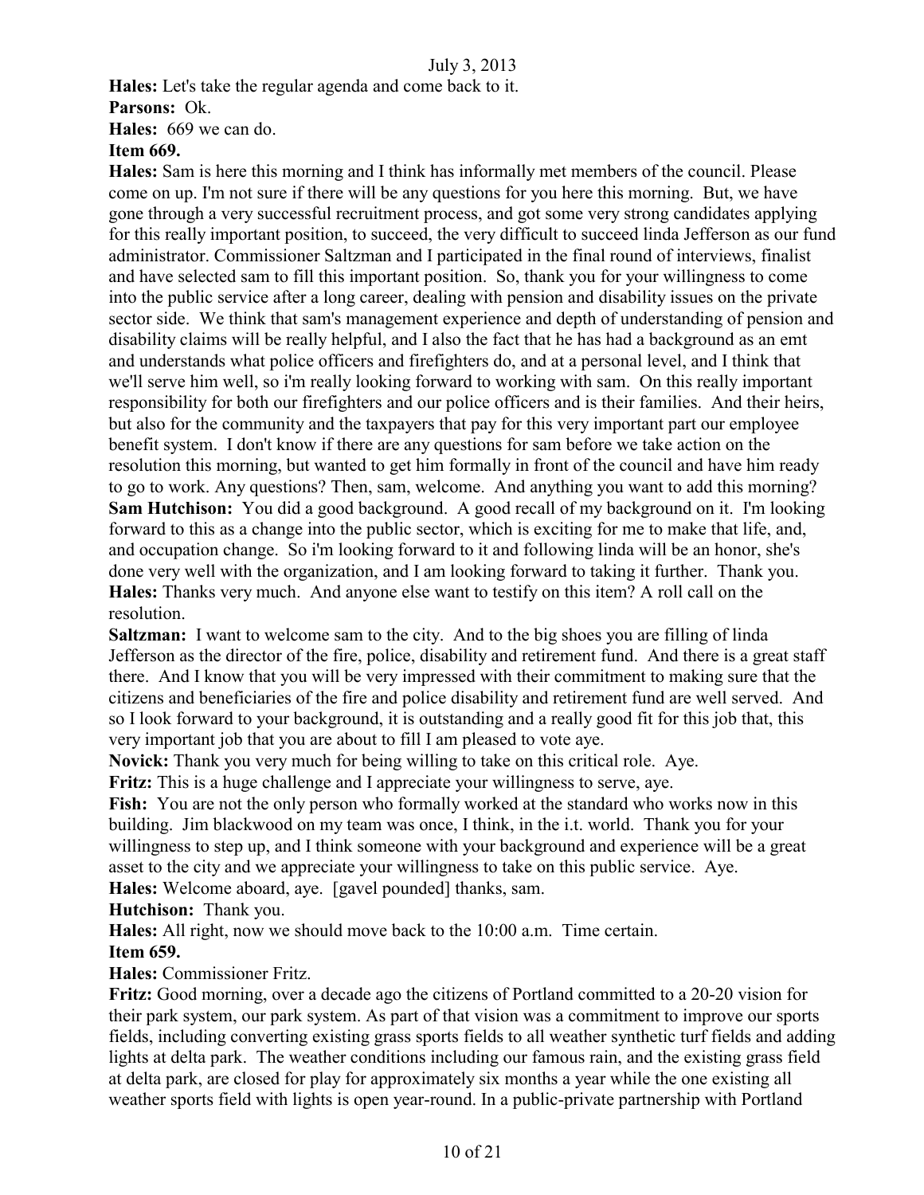**Hales:** Let's take the regular agenda and come back to it.

**Parsons:** Ok.

**Hales:** 669 we can do.

**Item 669.**

**Hales:** Sam is here this morning and I think has informally met members of the council. Please come on up. I'm not sure if there will be any questions for you here this morning. But, we have gone through a very successful recruitment process, and got some very strong candidates applying for this really important position, to succeed, the very difficult to succeed linda Jefferson as our fund administrator. Commissioner Saltzman and I participated in the final round of interviews, finalist and have selected sam to fill this important position. So, thank you for your willingness to come into the public service after a long career, dealing with pension and disability issues on the private sector side. We think that sam's management experience and depth of understanding of pension and disability claims will be really helpful, and I also the fact that he has had a background as an emt and understands what police officers and firefighters do, and at a personal level, and I think that we'll serve him well, so i'm really looking forward to working with sam. On this really important responsibility for both our firefighters and our police officers and is their families. And their heirs, but also for the community and the taxpayers that pay for this very important part our employee benefit system. I don't know if there are any questions for sam before we take action on the resolution this morning, but wanted to get him formally in front of the council and have him ready to go to work. Any questions? Then, sam, welcome. And anything you want to add this morning?

**Sam Hutchison:** You did a good background. A good recall of my background on it. I'm looking forward to this as a change into the public sector, which is exciting for me to make that life, and, and occupation change. So i'm looking forward to it and following linda will be an honor, she's done very well with the organization, and I am looking forward to taking it further. Thank you.

**Hales:** Thanks very much. And anyone else want to testify on this item? A roll call on the resolution.

**Saltzman:** I want to welcome sam to the city. And to the big shoes you are filling of linda Jefferson as the director of the fire, police, disability and retirement fund. And there is a great staff there. And I know that you will be very impressed with their commitment to making sure that the citizens and beneficiaries of the fire and police disability and retirement fund are well served. And so I look forward to your background, it is outstanding and a really good fit for this job that, this very important job that you are about to fill I am pleased to vote aye.

**Novick:** Thank you very much for being willing to take on this critical role. Aye.

**Fritz:** This is a huge challenge and I appreciate your willingness to serve, aye.

**Fish:** You are not the only person who formally worked at the standard who works now in this building. Jim blackwood on my team was once, I think, in the i.t. world. Thank you for your willingness to step up, and I think someone with your background and experience will be a great asset to the city and we appreciate your willingness to take on this public service. Aye.

**Hales:** Welcome aboard, aye. [gavel pounded] thanks, sam.

**Hutchison:** Thank you.

**Hales:** All right, now we should move back to the 10:00 a.m. Time certain.

**Item 659.**

**Hales:** Commissioner Fritz.

**Fritz:** Good morning, over a decade ago the citizens of Portland committed to a 20-20 vision for their park system, our park system. As part of that vision was a commitment to improve our sports fields, including converting existing grass sports fields to all weather synthetic turf fields and adding lights at delta park. The weather conditions including our famous rain, and the existing grass field at delta park, are closed for play for approximately six months a year while the one existing all weather sports field with lights is open year-round. In a public-private partnership with Portland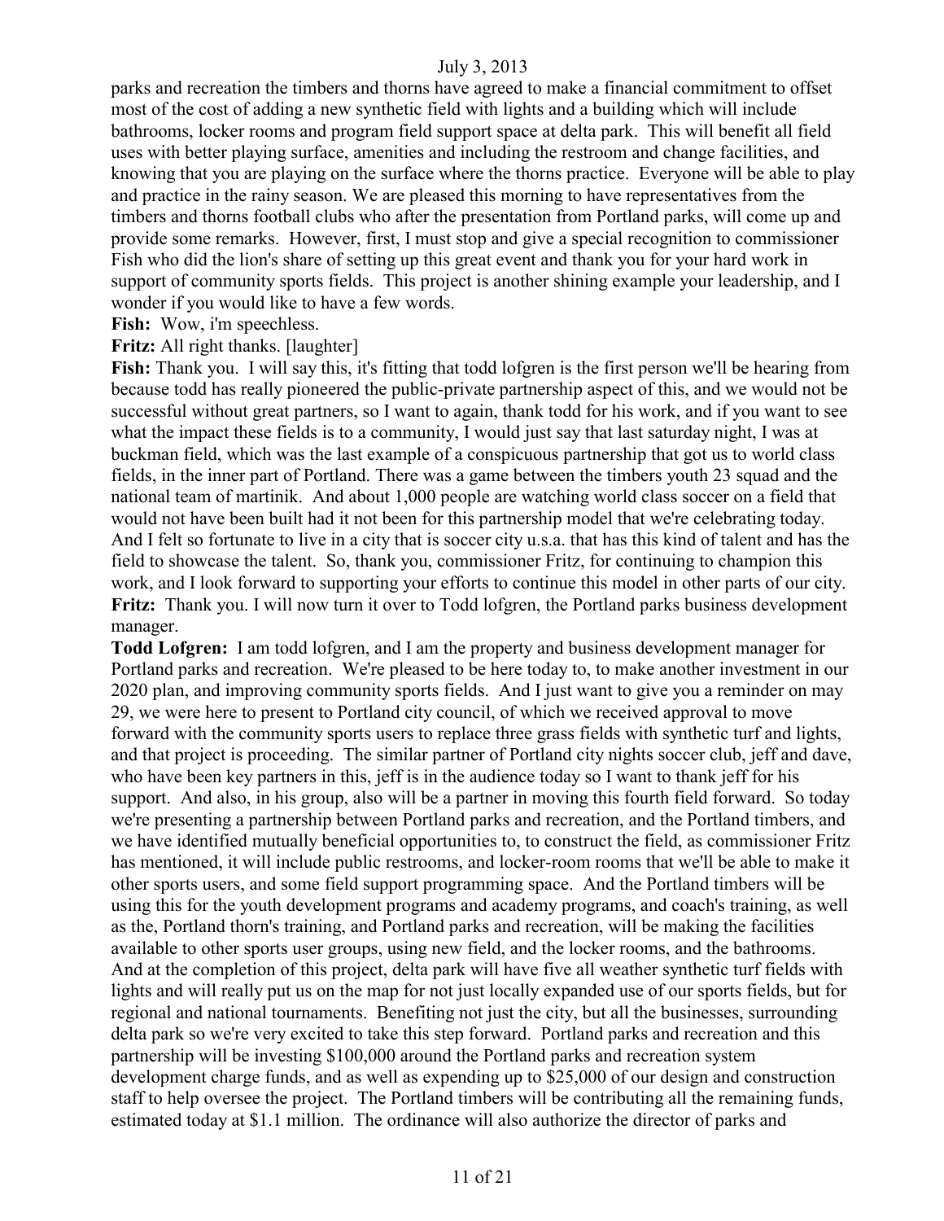parks and recreation the timbers and thorns have agreed to make a financial commitment to offset most of the cost of adding a new synthetic field with lights and a building which will include bathrooms, locker rooms and program field support space at delta park. This will benefit all field uses with better playing surface, amenities and including the restroom and change facilities, and knowing that you are playing on the surface where the thorns practice. Everyone will be able to play and practice in the rainy season. We are pleased this morning to have representatives from the timbers and thorns football clubs who after the presentation from Portland parks, will come up and provide some remarks. However, first, I must stop and give a special recognition to commissioner Fish who did the lion's share of setting up this great event and thank you for your hard work in support of community sports fields. This project is another shining example your leadership, and I wonder if you would like to have a few words.

**Fish:** Wow, i'm speechless.

**Fritz:** All right thanks. [laughter]

**Fish:** Thank you. I will say this, it's fitting that todd lofgren is the first person we'll be hearing from because todd has really pioneered the public-private partnership aspect of this, and we would not be successful without great partners, so I want to again, thank todd for his work, and if you want to see what the impact these fields is to a community, I would just say that last saturday night, I was at buckman field, which was the last example of a conspicuous partnership that got us to world class fields, in the inner part of Portland. There was a game between the timbers youth 23 squad and the national team of martinik. And about 1,000 people are watching world class soccer on a field that would not have been built had it not been for this partnership model that we're celebrating today. And I felt so fortunate to live in a city that is soccer city u.s.a. that has this kind of talent and has the field to showcase the talent. So, thank you, commissioner Fritz, for continuing to champion this work, and I look forward to supporting your efforts to continue this model in other parts of our city.

**Fritz:** Thank you. I will now turn it over to Todd lofgren, the Portland parks business development manager.

**Todd Lofgren:** I am todd lofgren, and I am the property and business development manager for Portland parks and recreation. We're pleased to be here today to, to make another investment in our 2020 plan, and improving community sports fields. And I just want to give you a reminder on may 29, we were here to present to Portland city council, of which we received approval to move forward with the community sports users to replace three grass fields with synthetic turf and lights, and that project is proceeding. The similar partner of Portland city nights soccer club, jeff and dave, who have been key partners in this, jeff is in the audience today so I want to thank jeff for his support. And also, in his group, also will be a partner in moving this fourth field forward. So today we're presenting a partnership between Portland parks and recreation, and the Portland timbers, and we have identified mutually beneficial opportunities to, to construct the field, as commissioner Fritz has mentioned, it will include public restrooms, and locker-room rooms that we'll be able to make it other sports users, and some field support programming space. And the Portland timbers will be using this for the youth development programs and academy programs, and coach's training, as well as the, Portland thorn's training, and Portland parks and recreation, will be making the facilities available to other sports user groups, using new field, and the locker rooms, and the bathrooms. And at the completion of this project, delta park will have five all weather synthetic turf fields with lights and will really put us on the map for not just locally expanded use of our sports fields, but for regional and national tournaments. Benefiting not just the city, but all the businesses, surrounding delta park so we're very excited to take this step forward. Portland parks and recreation and this partnership will be investing $100,000 around the Portland parks and recreation system development charge funds, and as well as expending up to $25,000 of our design and construction staff to help oversee the project. The Portland timbers will be contributing all the remaining funds, estimated today at $1.1 million. The ordinance will also authorize the director of parks and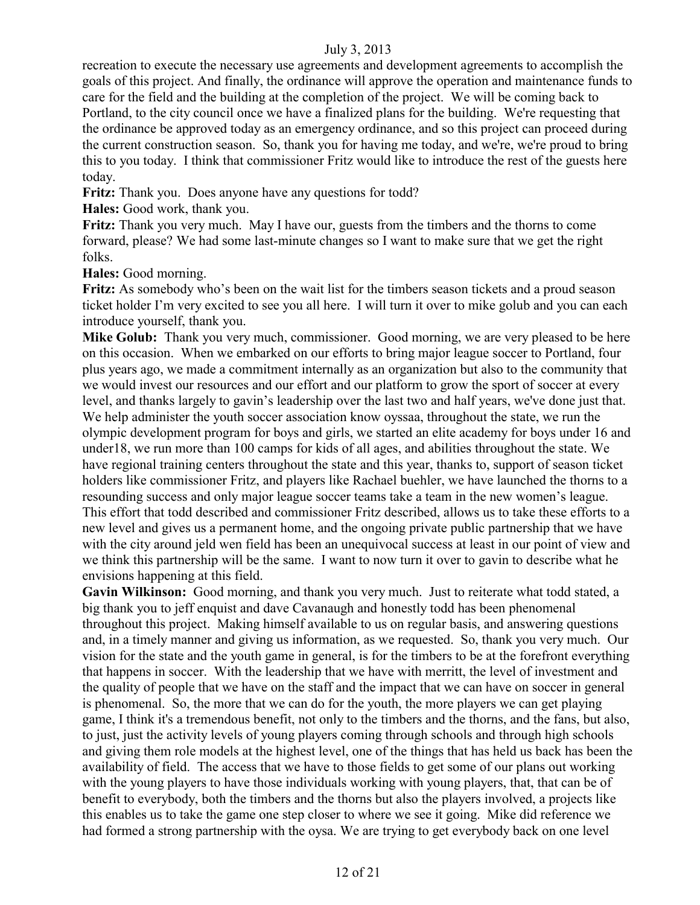recreation to execute the necessary use agreements and development agreements to accomplish the goals of this project. And finally, the ordinance will approve the operation and maintenance funds to care for the field and the building at the completion of the project. We will be coming back to Portland, to the city council once we have a finalized plans for the building. We're requesting that the ordinance be approved today as an emergency ordinance, and so this project can proceed during the current construction season. So, thank you for having me today, and we're, we're proud to bring this to you today. I think that commissioner Fritz would like to introduce the rest of the guests here today.

**Fritz:** Thank you. Does anyone have any questions for todd?

**Hales:** Good work, thank you.

**Fritz:** Thank you very much. May I have our, guests from the timbers and the thorns to come forward, please? We had some last-minute changes so I want to make sure that we get the right folks.

**Hales:** Good morning.

**Fritz:** As somebody who's been on the wait list for the timbers season tickets and a proud season ticket holder I'm very excited to see you all here. I will turn it over to mike golub and you can each introduce yourself, thank you.

**Mike Golub:** Thank you very much, commissioner. Good morning, we are very pleased to be here on this occasion. When we embarked on our efforts to bring major league soccer to Portland, four plus years ago, we made a commitment internally as an organization but also to the community that we would invest our resources and our effort and our platform to grow the sport of soccer at every level, and thanks largely to gavin's leadership over the last two and half years, we've done just that. We help administer the youth soccer association know oyssaa, throughout the state, we run the olympic development program for boys and girls, we started an elite academy for boys under 16 and under18, we run more than 100 camps for kids of all ages, and abilities throughout the state. We have regional training centers throughout the state and this year, thanks to, support of season ticket holders like commissioner Fritz, and players like Rachael buehler, we have launched the thorns to a resounding success and only major league soccer teams take a team in the new women's league. This effort that todd described and commissioner Fritz described, allows us to take these efforts to a new level and gives us a permanent home, and the ongoing private public partnership that we have with the city around jeld wen field has been an unequivocal success at least in our point of view and we think this partnership will be the same. I want to now turn it over to gavin to describe what he envisions happening at this field.

**Gavin Wilkinson:** Good morning, and thank you very much. Just to reiterate what todd stated, a big thank you to jeff enquist and dave Cavanaugh and honestly todd has been phenomenal throughout this project. Making himself available to us on regular basis, and answering questions and, in a timely manner and giving us information, as we requested. So, thank you very much. Our vision for the state and the youth game in general, is for the timbers to be at the forefront everything that happens in soccer. With the leadership that we have with merritt, the level of investment and the quality of people that we have on the staff and the impact that we can have on soccer in general is phenomenal. So, the more that we can do for the youth, the more players we can get playing game, I think it's a tremendous benefit, not only to the timbers and the thorns, and the fans, but also, to just, just the activity levels of young players coming through schools and through high schools and giving them role models at the highest level, one of the things that has held us back has been the availability of field. The access that we have to those fields to get some of our plans out working with the young players to have those individuals working with young players, that, that can be of benefit to everybody, both the timbers and the thorns but also the players involved, a projects like this enables us to take the game one step closer to where we see it going. Mike did reference we had formed a strong partnership with the oysa. We are trying to get everybody back on one level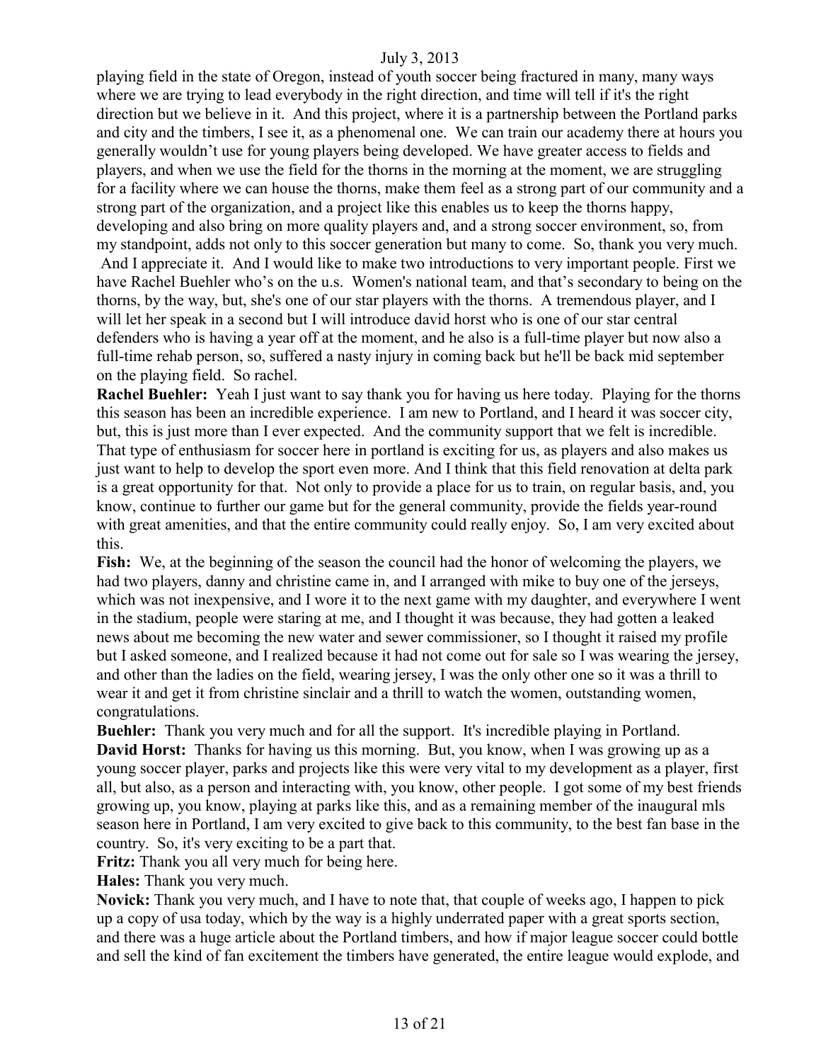playing field in the state of Oregon, instead of youth soccer being fractured in many, many ways where we are trying to lead everybody in the right direction, and time will tell if it's the right direction but we believe in it. And this project, where it is a partnership between the Portland parks and city and the timbers, I see it, as a phenomenal one. We can train our academy there at hours you generally wouldn't use for young players being developed. We have greater access to fields and players, and when we use the field for the thorns in the morning at the moment, we are struggling for a facility where we can house the thorns, make them feel as a strong part of our community and a strong part of the organization, and a project like this enables us to keep the thorns happy, developing and also bring on more quality players and, and a strong soccer environment, so, from my standpoint, adds not only to this soccer generation but many to come. So, thank you very much. And I appreciate it. And I would like to make two introductions to very important people. First we have Rachel Buehler who's on the u.s. Women's national team, and that's secondary to being on the thorns, by the way, but, she's one of our star players with the thorns. A tremendous player, and I will let her speak in a second but I will introduce david horst who is one of our star central defenders who is having a year off at the moment, and he also is a full-time player but now also a full-time rehab person, so, suffered a nasty injury in coming back but he'll be back mid september on the playing field. So rachel.

**Rachel Buehler:** Yeah I just want to say thank you for having us here today. Playing for the thorns this season has been an incredible experience. I am new to Portland, and I heard it was soccer city, but, this is just more than I ever expected. And the community support that we felt is incredible. That type of enthusiasm for soccer here in portland is exciting for us, as players and also makes us just want to help to develop the sport even more. And I think that this field renovation at delta park is a great opportunity for that. Not only to provide a place for us to train, on regular basis, and, you know, continue to further our game but for the general community, provide the fields year-round with great amenities, and that the entire community could really enjoy. So, I am very excited about this.

**Fish:** We, at the beginning of the season the council had the honor of welcoming the players, we had two players, danny and christine came in, and I arranged with mike to buy one of the jerseys, which was not inexpensive, and I wore it to the next game with my daughter, and everywhere I went in the stadium, people were staring at me, and I thought it was because, they had gotten a leaked news about me becoming the new water and sewer commissioner, so I thought it raised my profile but I asked someone, and I realized because it had not come out for sale so I was wearing the jersey, and other than the ladies on the field, wearing jersey, I was the only other one so it was a thrill to wear it and get it from christine sinclair and a thrill to watch the women, outstanding women, congratulations.

**Buehler:** Thank you very much and for all the support. It's incredible playing in Portland.

**David Horst:** Thanks for having us this morning. But, you know, when I was growing up as a young soccer player, parks and projects like this were very vital to my development as a player, first all, but also, as a person and interacting with, you know, other people. I got some of my best friends growing up, you know, playing at parks like this, and as a remaining member of the inaugural mls season here in Portland, I am very excited to give back to this community, to the best fan base in the country. So, it's very exciting to be a part that.

**Fritz:** Thank you all very much for being here.

**Hales:** Thank you very much.

**Novick:** Thank you very much, and I have to note that, that couple of weeks ago, I happen to pick up a copy of usa today, which by the way is a highly underrated paper with a great sports section, and there was a huge article about the Portland timbers, and how if major league soccer could bottle and sell the kind of fan excitement the timbers have generated, the entire league would explode, and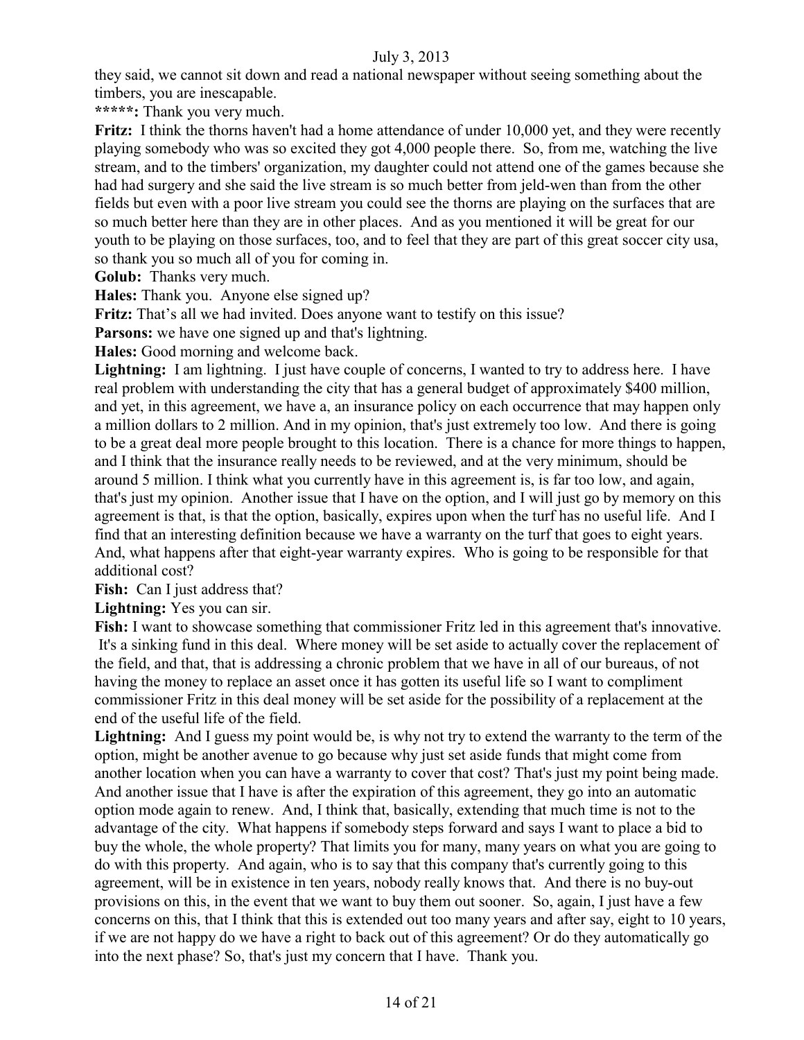they said, we cannot sit down and read a national newspaper without seeing something about the timbers, you are inescapable.

**\*\*\*\*\*:** Thank you very much.

**Fritz:** I think the thorns haven't had a home attendance of under 10,000 yet, and they were recently playing somebody who was so excited they got 4,000 people there. So, from me, watching the live stream, and to the timbers' organization, my daughter could not attend one of the games because she had had surgery and she said the live stream is so much better from jeld-wen than from the other fields but even with a poor live stream you could see the thorns are playing on the surfaces that are so much better here than they are in other places. And as you mentioned it will be great for our youth to be playing on those surfaces, too, and to feel that they are part of this great soccer city usa, so thank you so much all of you for coming in.

**Golub:** Thanks very much.

**Hales:** Thank you. Anyone else signed up?

**Fritz:** That's all we had invited. Does anyone want to testify on this issue?

**Parsons:** we have one signed up and that's lightning.

**Hales:** Good morning and welcome back.

**Lightning:** I am lightning. I just have couple of concerns, I wanted to try to address here. I have real problem with understanding the city that has a general budget of approximately $400 million, and yet, in this agreement, we have a, an insurance policy on each occurrence that may happen only a million dollars to 2 million. And in my opinion, that's just extremely too low. And there is going to be a great deal more people brought to this location. There is a chance for more things to happen, and I think that the insurance really needs to be reviewed, and at the very minimum, should be around 5 million. I think what you currently have in this agreement is, is far too low, and again, that's just my opinion. Another issue that I have on the option, and I will just go by memory on this agreement is that, is that the option, basically, expires upon when the turf has no useful life. And I find that an interesting definition because we have a warranty on the turf that goes to eight years. And, what happens after that eight-year warranty expires. Who is going to be responsible for that additional cost?

**Fish:** Can I just address that?

**Lightning:** Yes you can sir.

**Fish:** I want to showcase something that commissioner Fritz led in this agreement that's innovative. It's a sinking fund in this deal. Where money will be set aside to actually cover the replacement of the field, and that, that is addressing a chronic problem that we have in all of our bureaus, of not having the money to replace an asset once it has gotten its useful life so I want to compliment commissioner Fritz in this deal money will be set aside for the possibility of a replacement at the end of the useful life of the field.

**Lightning:** And I guess my point would be, is why not try to extend the warranty to the term of the option, might be another avenue to go because why just set aside funds that might come from another location when you can have a warranty to cover that cost? That's just my point being made. And another issue that I have is after the expiration of this agreement, they go into an automatic option mode again to renew. And, I think that, basically, extending that much time is not to the advantage of the city. What happens if somebody steps forward and says I want to place a bid to buy the whole, the whole property? That limits you for many, many years on what you are going to do with this property. And again, who is to say that this company that's currently going to this agreement, will be in existence in ten years, nobody really knows that. And there is no buy-out provisions on this, in the event that we want to buy them out sooner. So, again, I just have a few concerns on this, that I think that this is extended out too many years and after say, eight to 10 years, if we are not happy do we have a right to back out of this agreement? Or do they automatically go into the next phase? So, that's just my concern that I have. Thank you.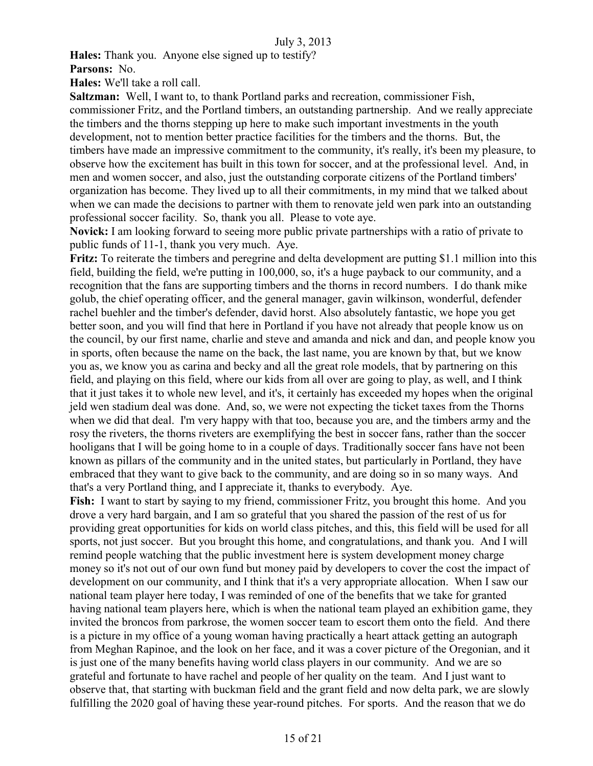**Hales:** Thank you. Anyone else signed up to testify?

**Parsons:** No.

**Hales:** We'll take a roll call.

**Saltzman:** Well, I want to, to thank Portland parks and recreation, commissioner Fish, commissioner Fritz, and the Portland timbers, an outstanding partnership. And we really appreciate the timbers and the thorns stepping up here to make such important investments in the youth development, not to mention better practice facilities for the timbers and the thorns. But, the timbers have made an impressive commitment to the community, it's really, it's been my pleasure, to observe how the excitement has built in this town for soccer, and at the professional level. And, in men and women soccer, and also, just the outstanding corporate citizens of the Portland timbers' organization has become. They lived up to all their commitments, in my mind that we talked about when we can made the decisions to partner with them to renovate jeld wen park into an outstanding professional soccer facility. So, thank you all. Please to vote aye.

**Novick:** I am looking forward to seeing more public private partnerships with a ratio of private to public funds of 11-1, thank you very much. Aye.

**Fritz:** To reiterate the timbers and peregrine and delta development are putting $1.1 million into this field, building the field, we're putting in 100,000, so, it's a huge payback to our community, and a recognition that the fans are supporting timbers and the thorns in record numbers. I do thank mike golub, the chief operating officer, and the general manager, gavin wilkinson, wonderful, defender rachel buehler and the timber's defender, david horst. Also absolutely fantastic, we hope you get better soon, and you will find that here in Portland if you have not already that people know us on the council, by our first name, charlie and steve and amanda and nick and dan, and people know you in sports, often because the name on the back, the last name, you are known by that, but we know you as, we know you as carina and becky and all the great role models, that by partnering on this field, and playing on this field, where our kids from all over are going to play, as well, and I think that it just takes it to whole new level, and it's, it certainly has exceeded my hopes when the original jeld wen stadium deal was done. And, so, we were not expecting the ticket taxes from the Thorns when we did that deal. I'm very happy with that too, because you are, and the timbers army and the rosy the riveters, the thorns riveters are exemplifying the best in soccer fans, rather than the soccer hooligans that I will be going home to in a couple of days. Traditionally soccer fans have not been known as pillars of the community and in the united states, but particularly in Portland, they have embraced that they want to give back to the community, and are doing so in so many ways. And that's a very Portland thing, and I appreciate it, thanks to everybody. Aye.

**Fish:** I want to start by saying to my friend, commissioner Fritz, you brought this home. And you drove a very hard bargain, and I am so grateful that you shared the passion of the rest of us for providing great opportunities for kids on world class pitches, and this, this field will be used for all sports, not just soccer. But you brought this home, and congratulations, and thank you. And I will remind people watching that the public investment here is system development money charge money so it's not out of our own fund but money paid by developers to cover the cost the impact of development on our community, and I think that it's a very appropriate allocation. When I saw our national team player here today, I was reminded of one of the benefits that we take for granted having national team players here, which is when the national team played an exhibition game, they invited the broncos from parkrose, the women soccer team to escort them onto the field. And there is a picture in my office of a young woman having practically a heart attack getting an autograph from Meghan Rapinoe, and the look on her face, and it was a cover picture of the Oregonian, and it is just one of the many benefits having world class players in our community. And we are so grateful and fortunate to have rachel and people of her quality on the team. And I just want to observe that, that starting with buckman field and the grant field and now delta park, we are slowly fulfilling the 2020 goal of having these year-round pitches. For sports. And the reason that we do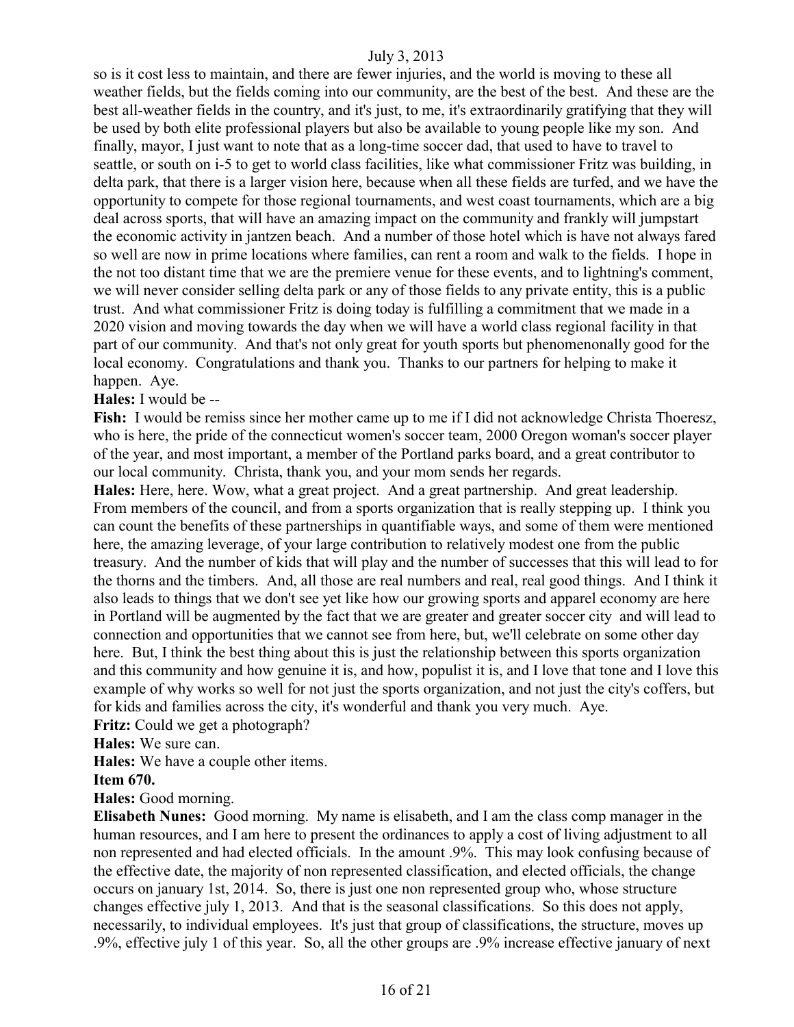so is it cost less to maintain, and there are fewer injuries, and the world is moving to these all weather fields, but the fields coming into our community, are the best of the best. And these are the best all-weather fields in the country, and it's just, to me, it's extraordinarily gratifying that they will be used by both elite professional players but also be available to young people like my son. And finally, mayor, I just want to note that as a long-time soccer dad, that used to have to travel to seattle, or south on i-5 to get to world class facilities, like what commissioner Fritz was building, in delta park, that there is a larger vision here, because when all these fields are turfed, and we have the opportunity to compete for those regional tournaments, and west coast tournaments, which are a big deal across sports, that will have an amazing impact on the community and frankly will jumpstart the economic activity in jantzen beach. And a number of those hotel which is have not always fared so well are now in prime locations where families, can rent a room and walk to the fields. I hope in the not too distant time that we are the premiere venue for these events, and to lightning's comment, we will never consider selling delta park or any of those fields to any private entity, this is a public trust. And what commissioner Fritz is doing today is fulfilling a commitment that we made in a 2020 vision and moving towards the day when we will have a world class regional facility in that part of our community. And that's not only great for youth sports but phenomenonally good for the local economy. Congratulations and thank you. Thanks to our partners for helping to make it happen. Aye.

**Hales:** I would be --

**Fish:** I would be remiss since her mother came up to me if I did not acknowledge Christa Thoeresz, who is here, the pride of the connecticut women's soccer team, 2000 Oregon woman's soccer player of the year, and most important, a member of the Portland parks board, and a great contributor to our local community. Christa, thank you, and your mom sends her regards.

**Hales:** Here, here. Wow, what a great project. And a great partnership. And great leadership. From members of the council, and from a sports organization that is really stepping up. I think you can count the benefits of these partnerships in quantifiable ways, and some of them were mentioned here, the amazing leverage, of your large contribution to relatively modest one from the public treasury. And the number of kids that will play and the number of successes that this will lead to for the thorns and the timbers. And, all those are real numbers and real, real good things. And I think it also leads to things that we don't see yet like how our growing sports and apparel economy are here in Portland will be augmented by the fact that we are greater and greater soccer city and will lead to connection and opportunities that we cannot see from here, but, we'll celebrate on some other day here. But, I think the best thing about this is just the relationship between this sports organization and this community and how genuine it is, and how, populist it is, and I love that tone and I love this example of why works so well for not just the sports organization, and not just the city's coffers, but for kids and families across the city, it's wonderful and thank you very much. Aye.

**Fritz:** Could we get a photograph?

**Hales:** We sure can.

**Hales:** We have a couple other items.

**Item 670.**

**Hales:** Good morning.

**Elisabeth Nunes:** Good morning. My name is elisabeth, and I am the class comp manager in the human resources, and I am here to present the ordinances to apply a cost of living adjustment to all non represented and had elected officials. In the amount .9%. This may look confusing because of the effective date, the majority of non represented classification, and elected officials, the change occurs on january 1st, 2014. So, there is just one non represented group who, whose structure changes effective july 1, 2013. And that is the seasonal classifications. So this does not apply, necessarily, to individual employees. It's just that group of classifications, the structure, moves up .9%, effective july 1 of this year. So, all the other groups are .9% increase effective january of next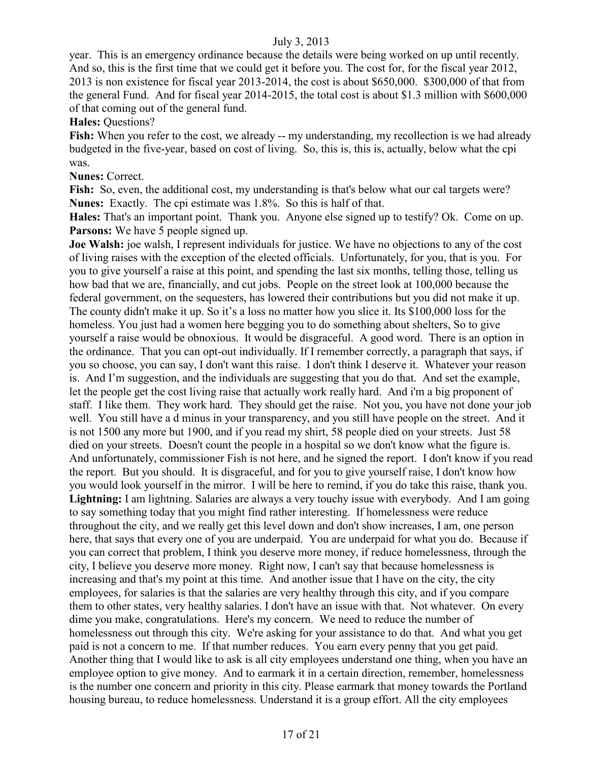year. This is an emergency ordinance because the details were being worked on up until recently. And so, this is the first time that we could get it before you. The cost for, for the fiscal year 2012, 2013 is non existence for fiscal year 2013-2014, the cost is about $650,000. $300,000 of that from the general Fund. And for fiscal year 2014-2015, the total cost is about $1.3 million with $600,000 of that coming out of the general fund.

**Hales:** Questions?

**Fish:** When you refer to the cost, we already -- my understanding, my recollection is we had already budgeted in the five-year, based on cost of living. So, this is, this is, actually, below what the cpi was.

**Nunes:** Correct.

**Fish:** So, even, the additional cost, my understanding is that's below what our cal targets were?

**Nunes:** Exactly. The cpi estimate was 1.8%. So this is half of that.

**Hales:** That's an important point. Thank you. Anyone else signed up to testify? Ok. Come on up.

**Parsons:** We have 5 people signed up.

**Joe Walsh:** joe walsh, I represent individuals for justice. We have no objections to any of the cost of living raises with the exception of the elected officials. Unfortunately, for you, that is you. For you to give yourself a raise at this point, and spending the last six months, telling those, telling us how bad that we are, financially, and cut jobs. People on the street look at 100,000 because the federal government, on the sequesters, has lowered their contributions but you did not make it up. The county didn't make it up. So it's a loss no matter how you slice it. Its $100,000 loss for the homeless. You just had a women here begging you to do something about shelters, So to give yourself a raise would be obnoxious. It would be disgraceful. A good word. There is an option in the ordinance. That you can opt-out individually. If I remember correctly, a paragraph that says, if you so choose, you can say, I don't want this raise. I don't think I deserve it. Whatever your reason is. And I'm suggestion, and the individuals are suggesting that you do that. And set the example, let the people get the cost living raise that actually work really hard. And i'm a big proponent of staff. I like them. They work hard. They should get the raise. Not you, you have not done your job well. You still have a d minus in your transparency, and you still have people on the street. And it is not 1500 any more but 1900, and if you read my shirt, 58 people died on your streets. Just 58 died on your streets. Doesn't count the people in a hospital so we don't know what the figure is. And unfortunately, commissioner Fish is not here, and he signed the report. I don't know if you read the report. But you should. It is disgraceful, and for you to give yourself raise, I don't know how you would look yourself in the mirror. I will be here to remind, if you do take this raise, thank you.

**Lightning:** I am lightning. Salaries are always a very touchy issue with everybody. And I am going to say something today that you might find rather interesting. If homelessness were reduce throughout the city, and we really get this level down and don't show increases, I am, one person here, that says that every one of you are underpaid. You are underpaid for what you do. Because if you can correct that problem, I think you deserve more money, if reduce homelessness, through the city, I believe you deserve more money. Right now, I can't say that because homelessness is increasing and that's my point at this time. And another issue that I have on the city, the city employees, for salaries is that the salaries are very healthy through this city, and if you compare them to other states, very healthy salaries. I don't have an issue with that. Not whatever. On every dime you make, congratulations. Here's my concern. We need to reduce the number of homelessness out through this city. We're asking for your assistance to do that. And what you get paid is not a concern to me. If that number reduces. You earn every penny that you get paid. Another thing that I would like to ask is all city employees understand one thing, when you have an employee option to give money. And to earmark it in a certain direction, remember, homelessness is the number one concern and priority in this city. Please earmark that money towards the Portland housing bureau, to reduce homelessness. Understand it is a group effort. All the city employees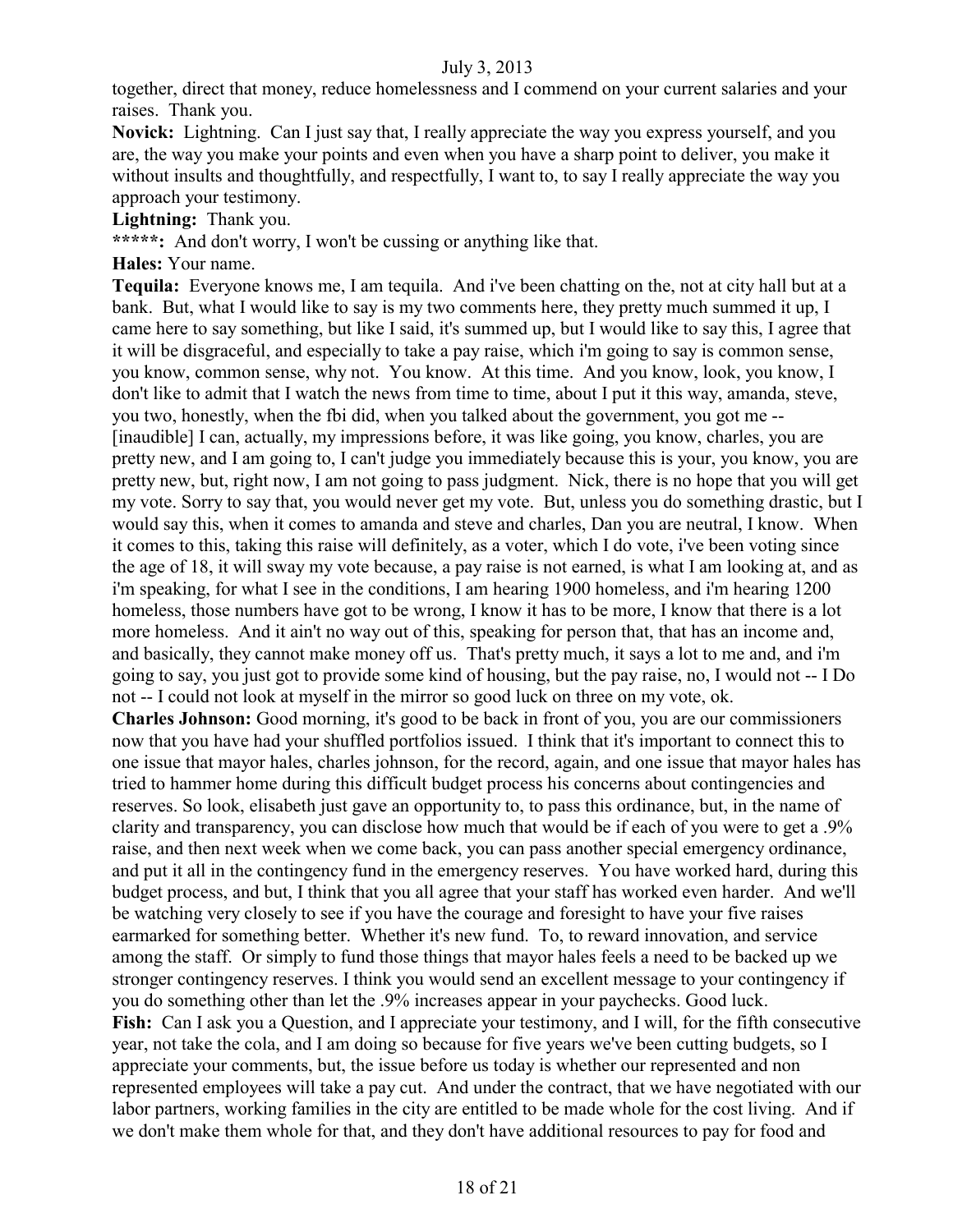together, direct that money, reduce homelessness and I commend on your current salaries and your raises. Thank you.

**Novick:** Lightning. Can I just say that, I really appreciate the way you express yourself, and you are, the way you make your points and even when you have a sharp point to deliver, you make it without insults and thoughtfully, and respectfully, I want to, to say I really appreciate the way you approach your testimony.

**Lightning:** Thank you.

**\*\*\*\*\*:** And don't worry, I won't be cussing or anything like that.

**Hales:** Your name.

**Tequila:** Everyone knows me, I am tequila. And i've been chatting on the, not at city hall but at a bank. But, what I would like to say is my two comments here, they pretty much summed it up, I came here to say something, but like I said, it's summed up, but I would like to say this, I agree that it will be disgraceful, and especially to take a pay raise, which i'm going to say is common sense, you know, common sense, why not. You know. At this time. And you know, look, you know, I don't like to admit that I watch the news from time to time, about I put it this way, amanda, steve, you two, honestly, when the fbi did, when you talked about the government, you got me -- [inaudible] I can, actually, my impressions before, it was like going, you know, charles, you are pretty new, and I am going to, I can't judge you immediately because this is your, you know, you are pretty new, but, right now, I am not going to pass judgment. Nick, there is no hope that you will get my vote. Sorry to say that, you would never get my vote. But, unless you do something drastic, but I would say this, when it comes to amanda and steve and charles, Dan you are neutral, I know. When it comes to this, taking this raise will definitely, as a voter, which I do vote, i've been voting since the age of 18, it will sway my vote because, a pay raise is not earned, is what I am looking at, and as i'm speaking, for what I see in the conditions, I am hearing 1900 homeless, and i'm hearing 1200 homeless, those numbers have got to be wrong, I know it has to be more, I know that there is a lot more homeless. And it ain't no way out of this, speaking for person that, that has an income and, and basically, they cannot make money off us. That's pretty much, it says a lot to me and, and i'm going to say, you just got to provide some kind of housing, but the pay raise, no, I would not -- I Do not -- I could not look at myself in the mirror so good luck on three on my vote, ok.

**Charles Johnson:** Good morning, it's good to be back in front of you, you are our commissioners now that you have had your shuffled portfolios issued. I think that it's important to connect this to one issue that mayor hales, charles johnson, for the record, again, and one issue that mayor hales has tried to hammer home during this difficult budget process his concerns about contingencies and reserves. So look, elisabeth just gave an opportunity to, to pass this ordinance, but, in the name of clarity and transparency, you can disclose how much that would be if each of you were to get a .9% raise, and then next week when we come back, you can pass another special emergency ordinance, and put it all in the contingency fund in the emergency reserves. You have worked hard, during this budget process, and but, I think that you all agree that your staff has worked even harder. And we'll be watching very closely to see if you have the courage and foresight to have your five raises earmarked for something better. Whether it's new fund. To, to reward innovation, and service among the staff. Or simply to fund those things that mayor hales feels a need to be backed up we stronger contingency reserves. I think you would send an excellent message to your contingency if you do something other than let the .9% increases appear in your paychecks. Good luck.

**Fish:** Can I ask you a Question, and I appreciate your testimony, and I will, for the fifth consecutive year, not take the cola, and I am doing so because for five years we've been cutting budgets, so I appreciate your comments, but, the issue before us today is whether our represented and non represented employees will take a pay cut. And under the contract, that we have negotiated with our labor partners, working families in the city are entitled to be made whole for the cost living. And if we don't make them whole for that, and they don't have additional resources to pay for food and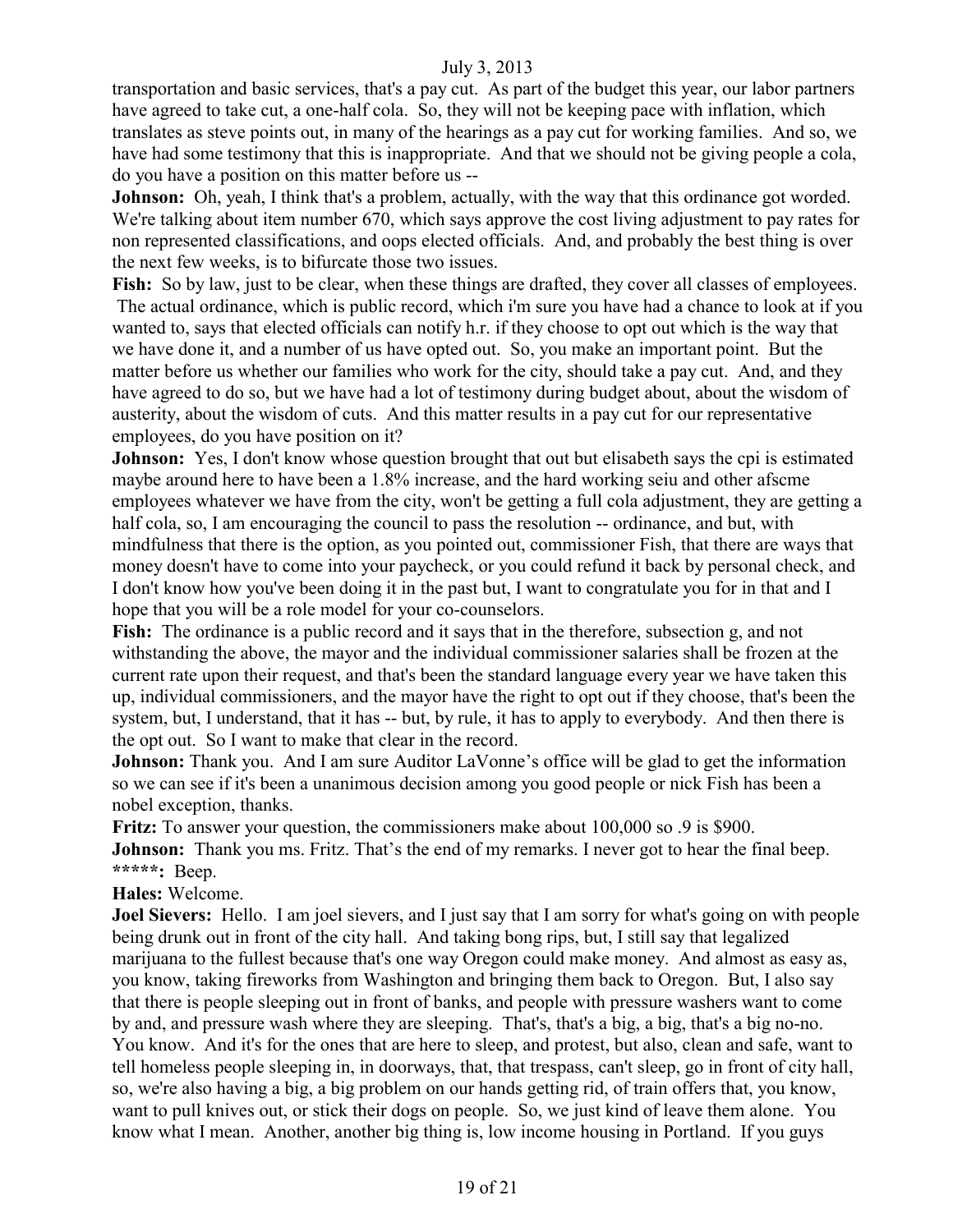transportation and basic services, that's a pay cut. As part of the budget this year, our labor partners have agreed to take cut, a one-half cola. So, they will not be keeping pace with inflation, which translates as steve points out, in many of the hearings as a pay cut for working families. And so, we have had some testimony that this is inappropriate. And that we should not be giving people a cola, do you have a position on this matter before us --

**Johnson:** Oh, yeah, I think that's a problem, actually, with the way that this ordinance got worded. We're talking about item number 670, which says approve the cost living adjustment to pay rates for non represented classifications, and oops elected officials. And, and probably the best thing is over the next few weeks, is to bifurcate those two issues.

**Fish:** So by law, just to be clear, when these things are drafted, they cover all classes of employees. The actual ordinance, which is public record, which i'm sure you have had a chance to look at if you wanted to, says that elected officials can notify h.r. if they choose to opt out which is the way that we have done it, and a number of us have opted out. So, you make an important point. But the matter before us whether our families who work for the city, should take a pay cut. And, and they have agreed to do so, but we have had a lot of testimony during budget about, about the wisdom of austerity, about the wisdom of cuts. And this matter results in a pay cut for our representative employees, do you have position on it?

**Johnson:** Yes, I don't know whose question brought that out but elisabeth says the cpi is estimated maybe around here to have been a 1.8% increase, and the hard working seiu and other afscme employees whatever we have from the city, won't be getting a full cola adjustment, they are getting a half cola, so, I am encouraging the council to pass the resolution -- ordinance, and but, with mindfulness that there is the option, as you pointed out, commissioner Fish, that there are ways that money doesn't have to come into your paycheck, or you could refund it back by personal check, and I don't know how you've been doing it in the past but, I want to congratulate you for in that and I hope that you will be a role model for your co-counselors.

**Fish:** The ordinance is a public record and it says that in the therefore, subsection g, and not withstanding the above, the mayor and the individual commissioner salaries shall be frozen at the current rate upon their request, and that's been the standard language every year we have taken this up, individual commissioners, and the mayor have the right to opt out if they choose, that's been the system, but, I understand, that it has -- but, by rule, it has to apply to everybody. And then there is the opt out. So I want to make that clear in the record.

**Johnson:** Thank you. And I am sure Auditor LaVonne's office will be glad to get the information so we can see if it's been a unanimous decision among you good people or nick Fish has been a nobel exception, thanks.

**Fritz:** To answer your question, the commissioners make about 100,000 so .9 is $900.

**Johnson:** Thank you ms. Fritz. That's the end of my remarks. I never got to hear the final beep.

**\*\*\*\*\*:** Beep.

**Hales:** Welcome.

**Joel Sievers:** Hello. I am joel sievers, and I just say that I am sorry for what's going on with people being drunk out in front of the city hall. And taking bong rips, but, I still say that legalized marijuana to the fullest because that's one way Oregon could make money. And almost as easy as, you know, taking fireworks from Washington and bringing them back to Oregon. But, I also say that there is people sleeping out in front of banks, and people with pressure washers want to come by and, and pressure wash where they are sleeping. That's, that's a big, a big, that's a big no-no. You know. And it's for the ones that are here to sleep, and protest, but also, clean and safe, want to tell homeless people sleeping in, in doorways, that, that trespass, can't sleep, go in front of city hall, so, we're also having a big, a big problem on our hands getting rid, of train offers that, you know, want to pull knives out, or stick their dogs on people. So, we just kind of leave them alone. You know what I mean. Another, another big thing is, low income housing in Portland. If you guys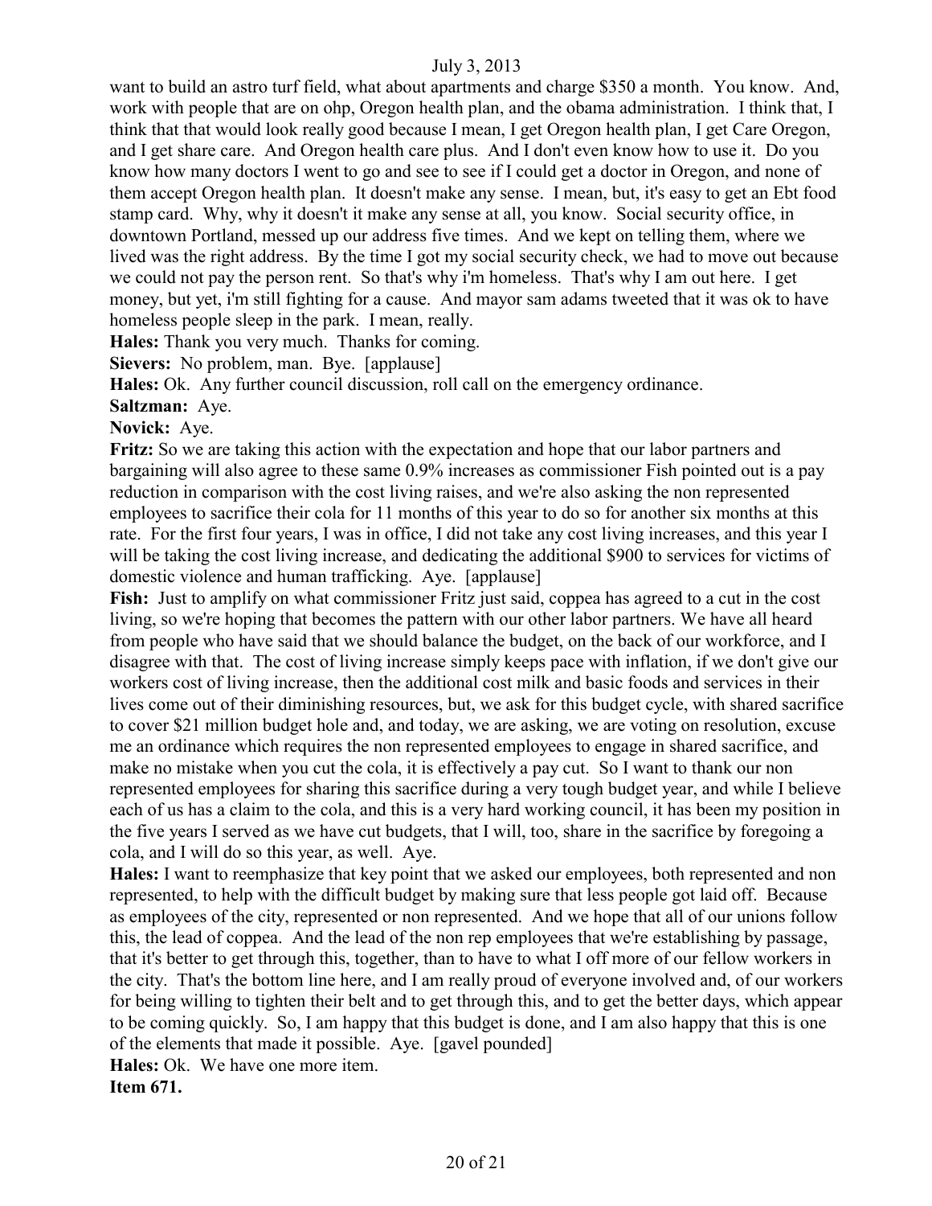want to build an astro turf field, what about apartments and charge $350 a month. You know. And, work with people that are on ohp, Oregon health plan, and the obama administration. I think that, I think that that would look really good because I mean, I get Oregon health plan, I get Care Oregon, and I get share care. And Oregon health care plus. And I don't even know how to use it. Do you know how many doctors I went to go and see to see if I could get a doctor in Oregon, and none of them accept Oregon health plan. It doesn't make any sense. I mean, but, it's easy to get an Ebt food stamp card. Why, why it doesn't it make any sense at all, you know. Social security office, in downtown Portland, messed up our address five times. And we kept on telling them, where we lived was the right address. By the time I got my social security check, we had to move out because we could not pay the person rent. So that's why i'm homeless. That's why I am out here. I get money, but yet, i'm still fighting for a cause. And mayor sam adams tweeted that it was ok to have homeless people sleep in the park. I mean, really.

**Hales:** Thank you very much. Thanks for coming.

**Sievers:** No problem, man. Bye. [applause]

**Hales:** Ok. Any further council discussion, roll call on the emergency ordinance.

**Saltzman:** Aye.

**Novick:** Aye.

**Fritz:** So we are taking this action with the expectation and hope that our labor partners and bargaining will also agree to these same 0.9% increases as commissioner Fish pointed out is a pay reduction in comparison with the cost living raises, and we're also asking the non represented employees to sacrifice their cola for 11 months of this year to do so for another six months at this rate. For the first four years, I was in office, I did not take any cost living increases, and this year I will be taking the cost living increase, and dedicating the additional $900 to services for victims of domestic violence and human trafficking. Aye. [applause]

**Fish:** Just to amplify on what commissioner Fritz just said, coppea has agreed to a cut in the cost living, so we're hoping that becomes the pattern with our other labor partners. We have all heard from people who have said that we should balance the budget, on the back of our workforce, and I disagree with that. The cost of living increase simply keeps pace with inflation, if we don't give our workers cost of living increase, then the additional cost milk and basic foods and services in their lives come out of their diminishing resources, but, we ask for this budget cycle, with shared sacrifice to cover $21 million budget hole and, and today, we are asking, we are voting on resolution, excuse me an ordinance which requires the non represented employees to engage in shared sacrifice, and make no mistake when you cut the cola, it is effectively a pay cut. So I want to thank our non represented employees for sharing this sacrifice during a very tough budget year, and while I believe each of us has a claim to the cola, and this is a very hard working council, it has been my position in the five years I served as we have cut budgets, that I will, too, share in the sacrifice by foregoing a cola, and I will do so this year, as well. Aye.

**Hales:** I want to reemphasize that key point that we asked our employees, both represented and non represented, to help with the difficult budget by making sure that less people got laid off. Because as employees of the city, represented or non represented. And we hope that all of our unions follow this, the lead of coppea. And the lead of the non rep employees that we're establishing by passage, that it's better to get through this, together, than to have to what I off more of our fellow workers in the city. That's the bottom line here, and I am really proud of everyone involved and, of our workers for being willing to tighten their belt and to get through this, and to get the better days, which appear to be coming quickly. So, I am happy that this budget is done, and I am also happy that this is one of the elements that made it possible. Aye. [gavel pounded]

**Hales:** Ok. We have one more item.

**Item 671.**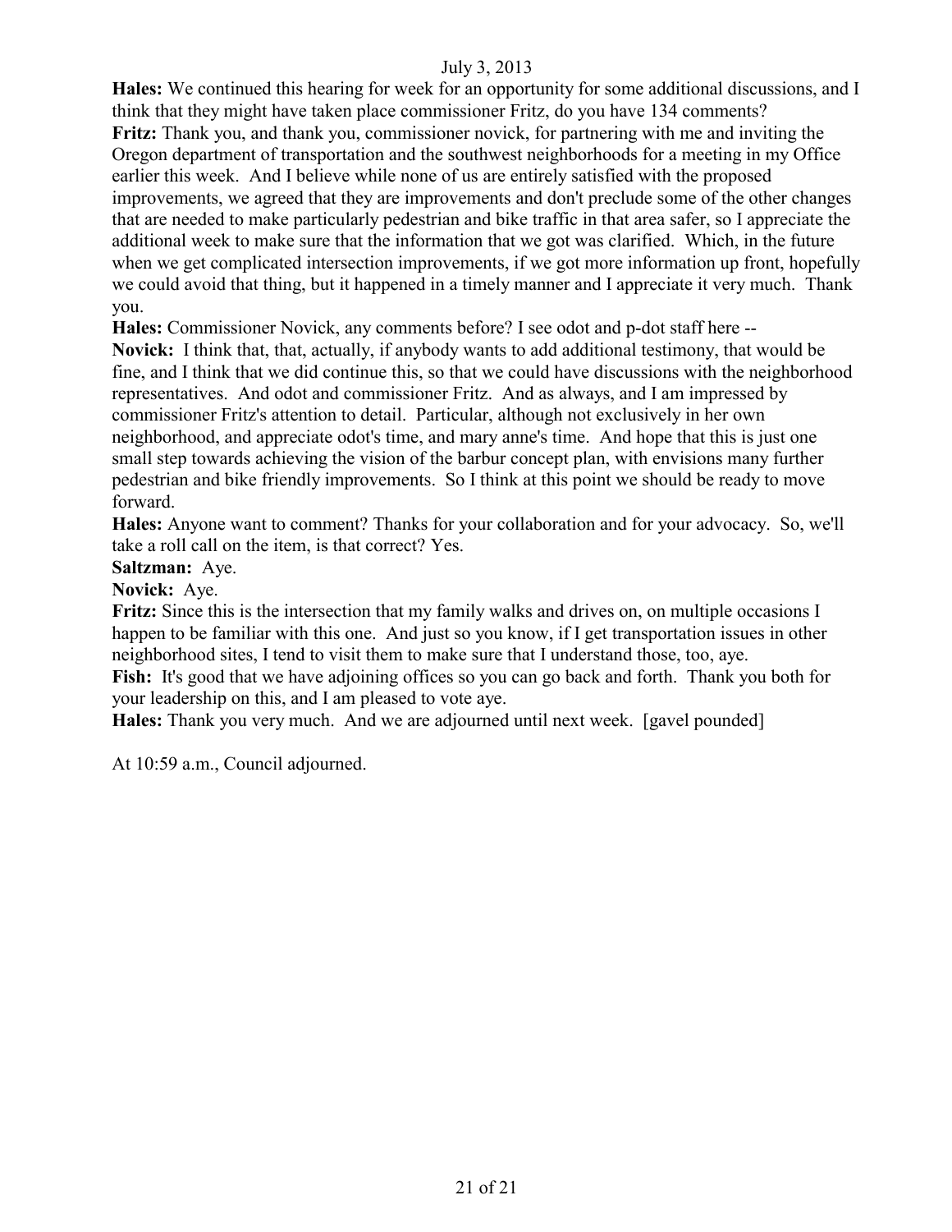**Hales:** We continued this hearing for week for an opportunity for some additional discussions, and I think that they might have taken place commissioner Fritz, do you have 134 comments?
**Fritz:** Thank you, and thank you, commissioner novick, for partnering with me and inviting the Oregon department of transportation and the southwest neighborhoods for a meeting in my Office earlier this week. And I believe while none of us are entirely satisfied with the proposed improvements, we agreed that they are improvements and don't preclude some of the other changes that are needed to make particularly pedestrian and bike traffic in that area safer, so I appreciate the additional week to make sure that the information that we got was clarified. Which, in the future when we get complicated intersection improvements, if we got more information up front, hopefully we could avoid that thing, but it happened in a timely manner and I appreciate it very much. Thank you.
**Hales:** Commissioner Novick, any comments before? I see odot and p-dot staff here --
**Novick:** I think that, that, actually, if anybody wants to add additional testimony, that would be fine, and I think that we did continue this, so that we could have discussions with the neighborhood representatives. And odot and commissioner Fritz. And as always, and I am impressed by commissioner Fritz's attention to detail. Particular, although not exclusively in her own neighborhood, and appreciate odot's time, and mary anne's time. And hope that this is just one small step towards achieving the vision of the barbur concept plan, with envisions many further pedestrian and bike friendly improvements. So I think at this point we should be ready to move forward.
**Hales:** Anyone want to comment? Thanks for your collaboration and for your advocacy. So, we'll take a roll call on the item, is that correct? Yes.
**Saltzman:** Aye.
**Novick:** Aye.
**Fritz:** Since this is the intersection that my family walks and drives on, on multiple occasions I happen to be familiar with this one. And just so you know, if I get transportation issues in other neighborhood sites, I tend to visit them to make sure that I understand those, too, aye.
**Fish:** It's good that we have adjoining offices so you can go back and forth. Thank you both for your leadership on this, and I am pleased to vote aye.
**Hales:** Thank you very much. And we are adjourned until next week. [gavel pounded]

At 10:59 a.m., Council adjourned.